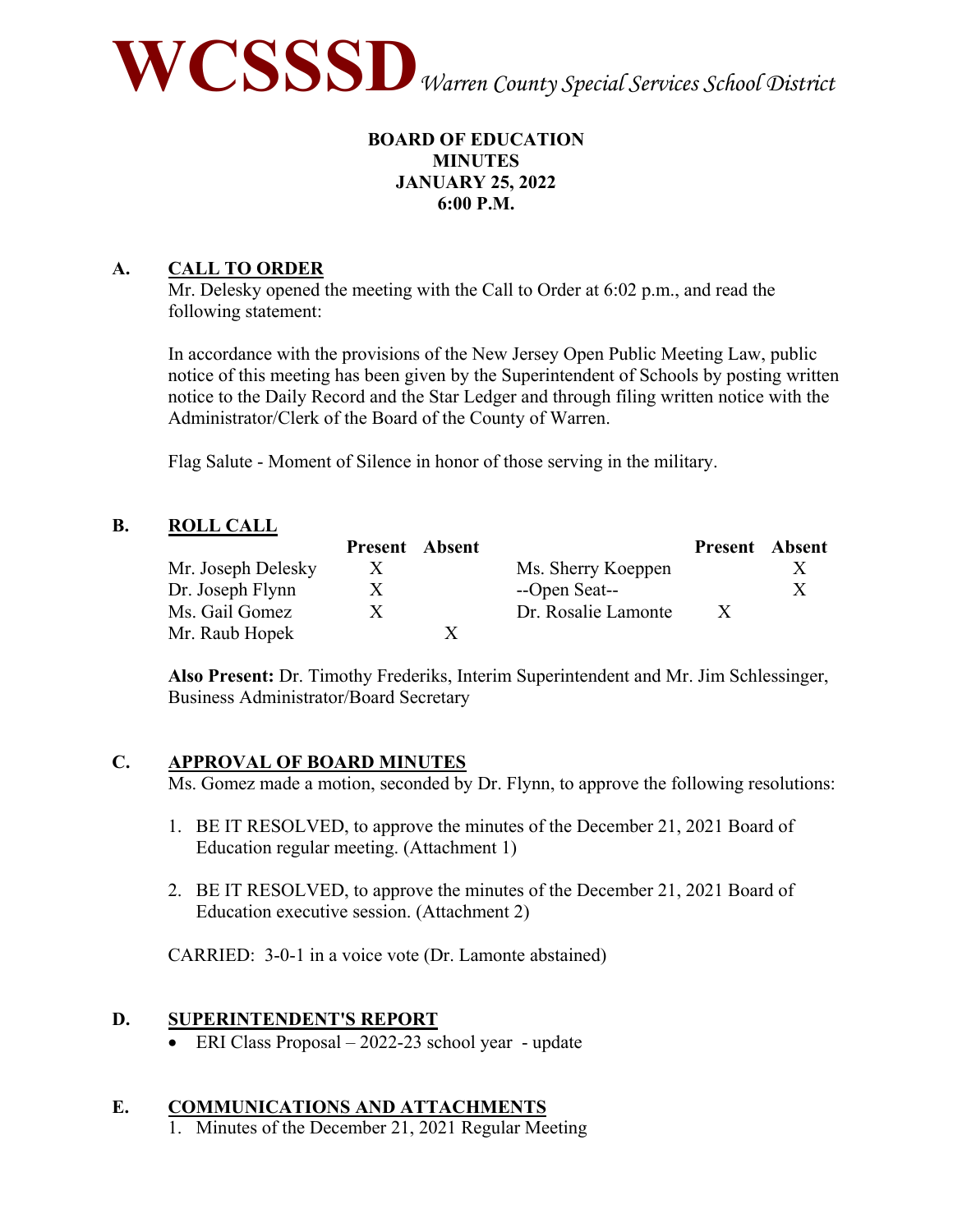# WCSSSD *Warren County Special Services School District*

**BOARD OF EDUCATION**
**MINUTES**
**JANUARY 25, 2022**
**6:00 P.M.**

## A. CALL TO ORDER

Mr. Delesky opened the meeting with the Call to Order at 6:02 p.m., and read the following statement:

In accordance with the provisions of the New Jersey Open Public Meeting Law, public notice of this meeting has been given by the Superintendent of Schools by posting written notice to the Daily Record and the Star Ledger and through filing written notice with the Administrator/Clerk of the Board of the County of Warren.

Flag Salute - Moment of Silence in honor of those serving in the military.

## B. ROLL CALL

| | Present | Absent | | Present | Absent |
|---|---|---|---|---|---|
| Mr. Joseph Delesky | X | | Ms. Sherry Koeppen | | X |
| Dr. Joseph Flynn | X | | --Open Seat-- | | X |
| Ms. Gail Gomez | X | | Dr. Rosalie Lamonte | X | |
| Mr. Raub Hopek | | X | | | |

**Also Present:** Dr. Timothy Frederiks, Interim Superintendent and Mr. Jim Schlessinger, Business Administrator/Board Secretary

## C. APPROVAL OF BOARD MINUTES

Ms. Gomez made a motion, seconded by Dr. Flynn, to approve the following resolutions:

1. BE IT RESOLVED, to approve the minutes of the December 21, 2021 Board of Education regular meeting. (Attachment 1)

2. BE IT RESOLVED, to approve the minutes of the December 21, 2021 Board of Education executive session. (Attachment 2)

CARRIED: 3-0-1 in a voice vote (Dr. Lamonte abstained)

## D. SUPERINTENDENT'S REPORT

- ERI Class Proposal – 2022-23 school year - update

## E. COMMUNICATIONS AND ATTACHMENTS

1. Minutes of the December 21, 2021 Regular Meeting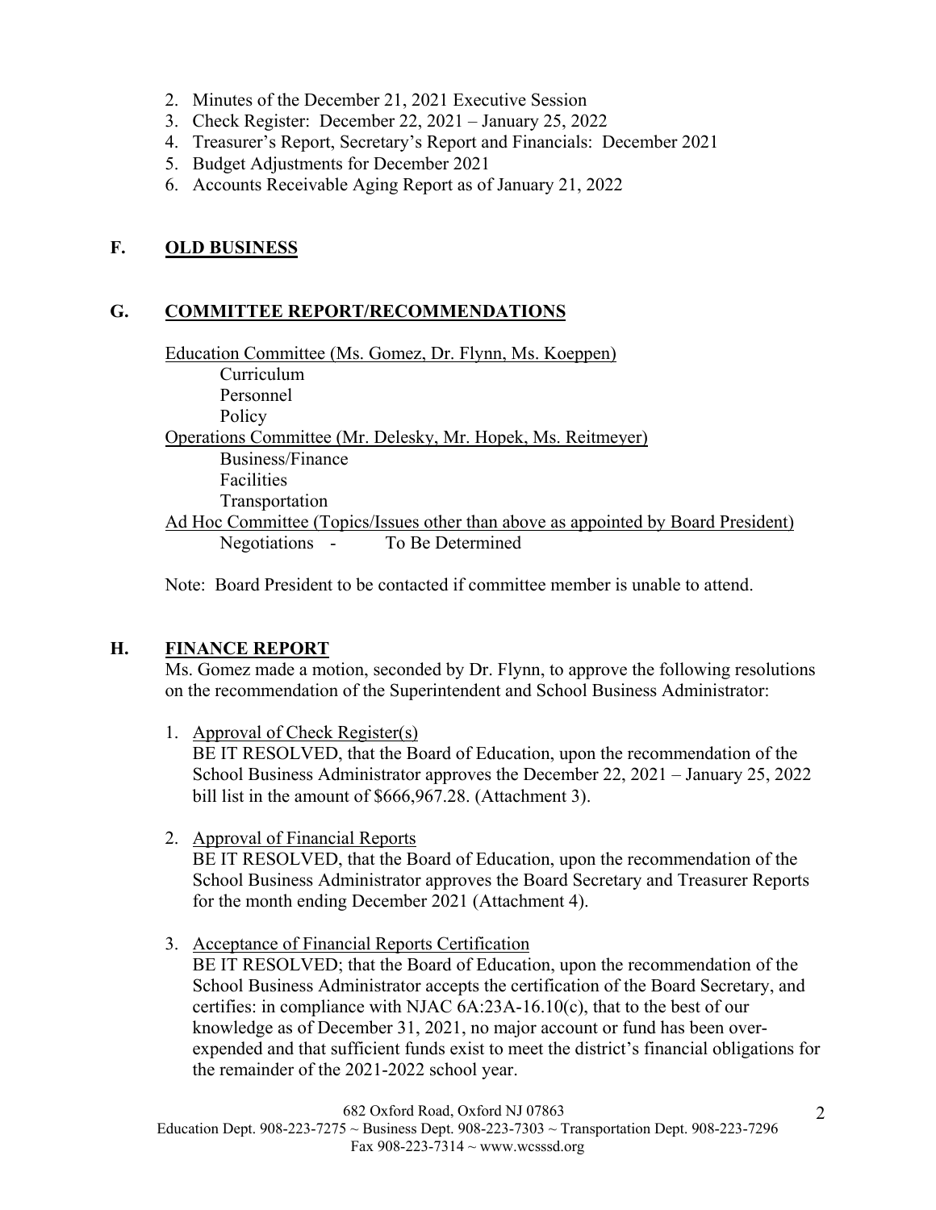2. Minutes of the December 21, 2021 Executive Session
3. Check Register: December 22, 2021 – January 25, 2022
4. Treasurer's Report, Secretary's Report and Financials: December 2021
5. Budget Adjustments for December 2021
6. Accounts Receivable Aging Report as of January 21, 2022

## F. OLD BUSINESS

## G. COMMITTEE REPORT/RECOMMENDATIONS

Education Committee (Ms. Gomez, Dr. Flynn, Ms. Koeppen)
- Curriculum
- Personnel
- Policy

Operations Committee (Mr. Delesky, Mr. Hopek, Ms. Reitmeyer)
- Business/Finance
- Facilities
- Transportation

Ad Hoc Committee (Topics/Issues other than above as appointed by Board President)
- Negotiations - To Be Determined

Note: Board President to be contacted if committee member is unable to attend.

## H. FINANCE REPORT

Ms. Gomez made a motion, seconded by Dr. Flynn, to approve the following resolutions on the recommendation of the Superintendent and School Business Administrator:

1. Approval of Check Register(s)
   BE IT RESOLVED, that the Board of Education, upon the recommendation of the School Business Administrator approves the December 22, 2021 – January 25, 2022 bill list in the amount of $666,967.28. (Attachment 3).

2. Approval of Financial Reports
   BE IT RESOLVED, that the Board of Education, upon the recommendation of the School Business Administrator approves the Board Secretary and Treasurer Reports for the month ending December 2021 (Attachment 4).

3. Acceptance of Financial Reports Certification
   BE IT RESOLVED; that the Board of Education, upon the recommendation of the School Business Administrator accepts the certification of the Board Secretary, and certifies: in compliance with NJAC 6A:23A-16.10(c), that to the best of our knowledge as of December 31, 2021, no major account or fund has been over-expended and that sufficient funds exist to meet the district's financial obligations for the remainder of the 2021-2022 school year.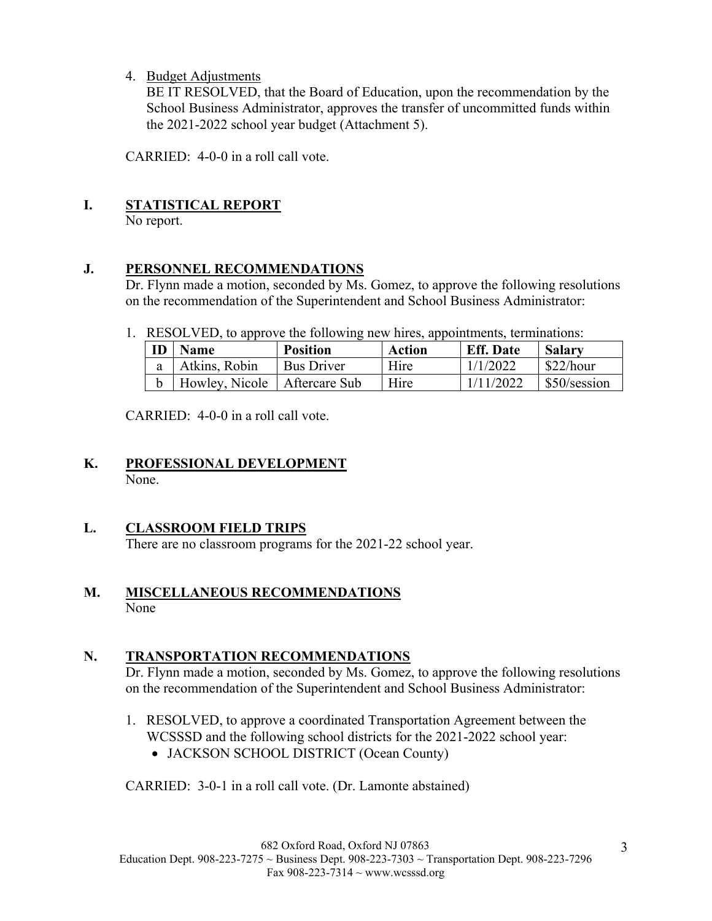4. Budget Adjustments
   BE IT RESOLVED, that the Board of Education, upon the recommendation by the School Business Administrator, approves the transfer of uncommitted funds within the 2021-2022 school year budget (Attachment 5).

CARRIED: 4-0-0 in a roll call vote.

## I. STATISTICAL REPORT

No report.

## J. PERSONNEL RECOMMENDATIONS

Dr. Flynn made a motion, seconded by Ms. Gomez, to approve the following resolutions on the recommendation of the Superintendent and School Business Administrator:

1. RESOLVED, to approve the following new hires, appointments, terminations:

| ID | Name | Position | Action | Eff. Date | Salary |
|---|---|---|---|---|---|
| a | Atkins, Robin | Bus Driver | Hire | 1/1/2022 | $22/hour |
| b | Howley, Nicole | Aftercare Sub | Hire | 1/11/2022 | $50/session |

CARRIED: 4-0-0 in a roll call vote.

## K. PROFESSIONAL DEVELOPMENT

None.

## L. CLASSROOM FIELD TRIPS

There are no classroom programs for the 2021-22 school year.

## M. MISCELLANEOUS RECOMMENDATIONS

None

## N. TRANSPORTATION RECOMMENDATIONS

Dr. Flynn made a motion, seconded by Ms. Gomez, to approve the following resolutions on the recommendation of the Superintendent and School Business Administrator:

1. RESOLVED, to approve a coordinated Transportation Agreement between the WCSSSD and the following school districts for the 2021-2022 school year:
   - JACKSON SCHOOL DISTRICT (Ocean County)

CARRIED: 3-0-1 in a roll call vote. (Dr. Lamonte abstained)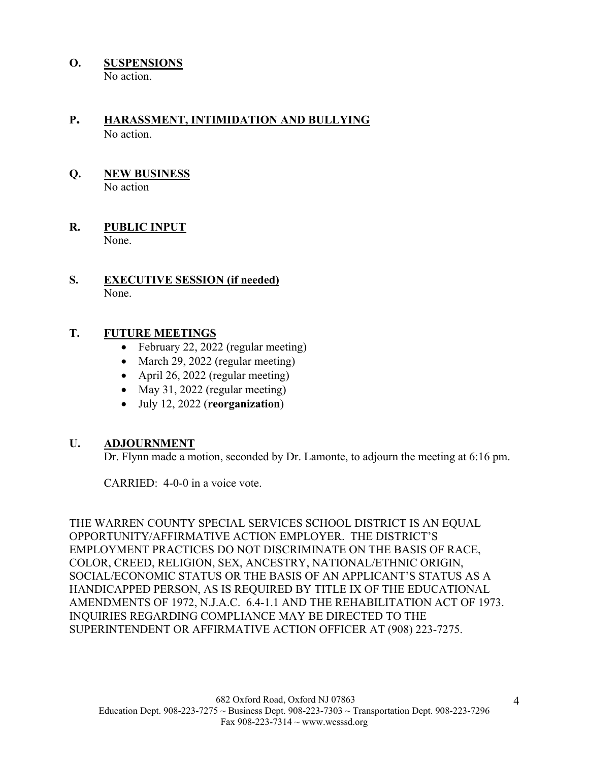**O. SUSPENSIONS**
No action.

**P. HARASSMENT, INTIMIDATION AND BULLYING**
No action.

**Q. NEW BUSINESS**
No action

**R. PUBLIC INPUT**
None.

**S. EXECUTIVE SESSION (if needed)**
None.

**T. FUTURE MEETINGS**

- February 22, 2022 (regular meeting)
- March 29, 2022 (regular meeting)
- April 26, 2022 (regular meeting)
- May 31, 2022 (regular meeting)
- July 12, 2022 (**reorganization**)

**U. ADJOURNMENT**
Dr. Flynn made a motion, seconded by Dr. Lamonte, to adjourn the meeting at 6:16 pm.

CARRIED: 4-0-0 in a voice vote.

THE WARREN COUNTY SPECIAL SERVICES SCHOOL DISTRICT IS AN EQUAL OPPORTUNITY/AFFIRMATIVE ACTION EMPLOYER. THE DISTRICT'S EMPLOYMENT PRACTICES DO NOT DISCRIMINATE ON THE BASIS OF RACE, COLOR, CREED, RELIGION, SEX, ANCESTRY, NATIONAL/ETHNIC ORIGIN, SOCIAL/ECONOMIC STATUS OR THE BASIS OF AN APPLICANT'S STATUS AS A HANDICAPPED PERSON, AS IS REQUIRED BY TITLE IX OF THE EDUCATIONAL AMENDMENTS OF 1972, N.J.A.C. 6.4-1.1 AND THE REHABILITATION ACT OF 1973. INQUIRIES REGARDING COMPLIANCE MAY BE DIRECTED TO THE SUPERINTENDENT OR AFFIRMATIVE ACTION OFFICER AT (908) 223-7275.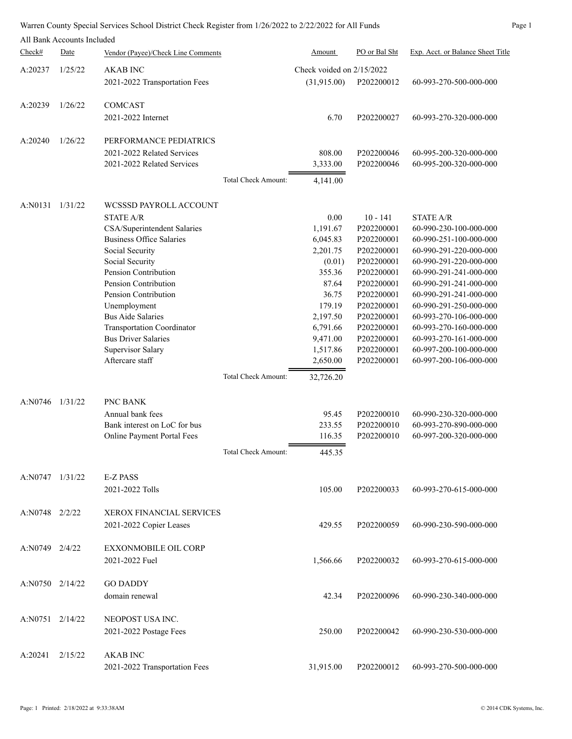Warren County Special Services School District Check Register from 1/26/2022 to 2/22/2022 for All Funds

All Bank Accounts Included

| Check# | Date | Vendor (Payee)/Check Line Comments | | Amount | PO or Bal Sht | Exp. Acct. or Balance Sheet Title |
|---|---|---|---|---|---|---|
| A:20237 | 1/25/22 | AKAB INC | | Check voided on 2/15/2022 | | |
| | | 2021-2022 Transportation Fees | | (31,915.00) | P202200012 | 60-993-270-500-000-000 |
| A:20239 | 1/26/22 | COMCAST | | | | |
| | | 2021-2022 Internet | | 6.70 | P202200027 | 60-993-270-320-000-000 |
| A:20240 | 1/26/22 | PERFORMANCE PEDIATRICS | | | | |
| | | 2021-2022 Related Services | | 808.00 | P202200046 | 60-995-200-320-000-000 |
| | | 2021-2022 Related Services | | 3,333.00 | P202200046 | 60-995-200-320-000-000 |
| | | | Total Check Amount: | 4,141.00 | | |
| A:N0131 | 1/31/22 | WCSSSD PAYROLL ACCOUNT | | | | |
| | | STATE A/R | | 0.00 | 10 - 141 | STATE A/R |
| | | CSA/Superintendent Salaries | | 1,191.67 | P202200001 | 60-990-230-100-000-000 |
| | | Business Office Salaries | | 6,045.83 | P202200001 | 60-990-251-100-000-000 |
| | | Social Security | | 2,201.75 | P202200001 | 60-990-291-220-000-000 |
| | | Social Security | | (0.01) | P202200001 | 60-990-291-220-000-000 |
| | | Pension Contribution | | 355.36 | P202200001 | 60-990-291-241-000-000 |
| | | Pension Contribution | | 87.64 | P202200001 | 60-990-291-241-000-000 |
| | | Pension Contribution | | 36.75 | P202200001 | 60-990-291-241-000-000 |
| | | Unemployment | | 179.19 | P202200001 | 60-990-291-250-000-000 |
| | | Bus Aide Salaries | | 2,197.50 | P202200001 | 60-993-270-106-000-000 |
| | | Transportation Coordinator | | 6,791.66 | P202200001 | 60-993-270-160-000-000 |
| | | Bus Driver Salaries | | 9,471.00 | P202200001 | 60-993-270-161-000-000 |
| | | Supervisor Salary | | 1,517.86 | P202200001 | 60-997-200-100-000-000 |
| | | Aftercare staff | | 2,650.00 | P202200001 | 60-997-200-106-000-000 |
| | | | Total Check Amount: | 32,726.20 | | |
| A:N0746 | 1/31/22 | PNC BANK | | | | |
| | | Annual bank fees | | 95.45 | P202200010 | 60-990-230-320-000-000 |
| | | Bank interest on LoC for bus | | 233.55 | P202200010 | 60-993-270-890-000-000 |
| | | Online Payment Portal Fees | | 116.35 | P202200010 | 60-997-200-320-000-000 |
| | | | Total Check Amount: | 445.35 | | |
| A:N0747 | 1/31/22 | E-Z PASS | | | | |
| | | 2021-2022 Tolls | | 105.00 | P202200033 | 60-993-270-615-000-000 |
| A:N0748 | 2/2/22 | XEROX FINANCIAL SERVICES | | | | |
| | | 2021-2022 Copier Leases | | 429.55 | P202200059 | 60-990-230-590-000-000 |
| A:N0749 | 2/4/22 | EXXONMOBILE OIL CORP | | | | |
| | | 2021-2022 Fuel | | 1,566.66 | P202200032 | 60-993-270-615-000-000 |
| A:N0750 | 2/14/22 | GO DADDY | | | | |
| | | domain renewal | | 42.34 | P202200096 | 60-990-230-340-000-000 |
| A:N0751 | 2/14/22 | NEOPOST USA INC. | | | | |
| | | 2021-2022 Postage Fees | | 250.00 | P202200042 | 60-990-230-530-000-000 |
| A:20241 | 2/15/22 | AKAB INC | | | | |
| | | 2021-2022 Transportation Fees | | 31,915.00 | P202200012 | 60-993-270-500-000-000 |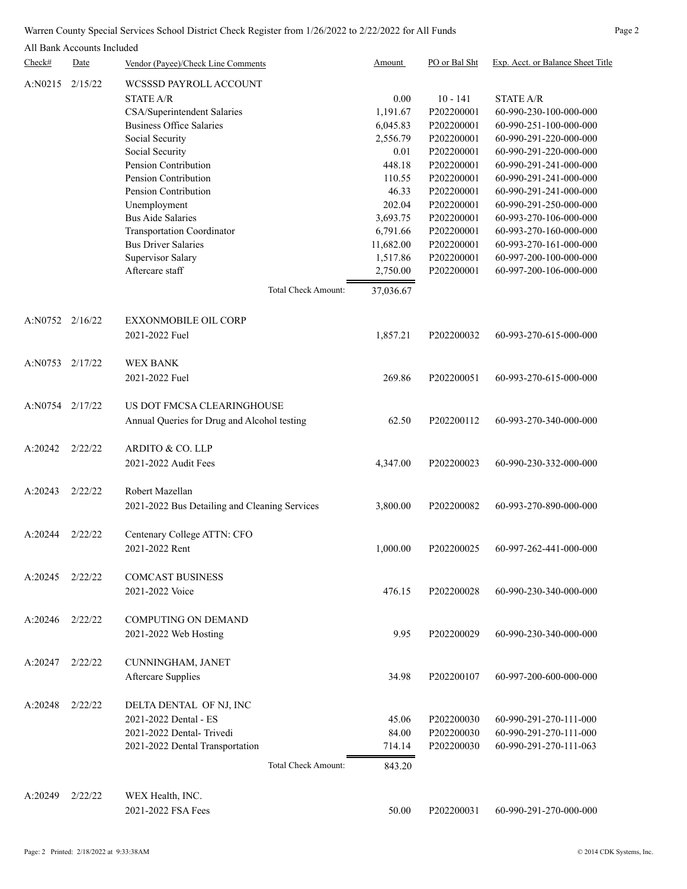Warren County Special Services School District Check Register from 1/26/2022 to 2/22/2022 for All Funds

All Bank Accounts Included

| Check# | Date | Vendor (Payee)/Check Line Comments | Amount | PO or Bal Sht | Exp. Acct. or Balance Sheet Title |
|---|---|---|---|---|---|
| A:N0215 | 2/15/22 | WCSSSD PAYROLL ACCOUNT | | | |
| | | STATE A/R | 0.00 | 10 - 141 | STATE A/R |
| | | CSA/Superintendent Salaries | 1,191.67 | P202200001 | 60-990-230-100-000-000 |
| | | Business Office Salaries | 6,045.83 | P202200001 | 60-990-251-100-000-000 |
| | | Social Security | 2,556.79 | P202200001 | 60-990-291-220-000-000 |
| | | Social Security | 0.01 | P202200001 | 60-990-291-220-000-000 |
| | | Pension Contribution | 448.18 | P202200001 | 60-990-291-241-000-000 |
| | | Pension Contribution | 110.55 | P202200001 | 60-990-291-241-000-000 |
| | | Pension Contribution | 46.33 | P202200001 | 60-990-291-241-000-000 |
| | | Unemployment | 202.04 | P202200001 | 60-990-291-250-000-000 |
| | | Bus Aide Salaries | 3,693.75 | P202200001 | 60-993-270-106-000-000 |
| | | Transportation Coordinator | 6,791.66 | P202200001 | 60-993-270-160-000-000 |
| | | Bus Driver Salaries | 11,682.00 | P202200001 | 60-993-270-161-000-000 |
| | | Supervisor Salary | 1,517.86 | P202200001 | 60-997-200-100-000-000 |
| | | Aftercare staff | 2,750.00 | P202200001 | 60-997-200-106-000-000 |
| | | Total Check Amount: | 37,036.67 | | |
| A:N0752 | 2/16/22 | EXXONMOBILE OIL CORP | | | |
| | | 2021-2022 Fuel | 1,857.21 | P202200032 | 60-993-270-615-000-000 |
| A:N0753 | 2/17/22 | WEX BANK | | | |
| | | 2021-2022 Fuel | 269.86 | P202200051 | 60-993-270-615-000-000 |
| A:N0754 | 2/17/22 | US DOT FMCSA CLEARINGHOUSE | | | |
| | | Annual Queries for Drug and Alcohol testing | 62.50 | P202200112 | 60-993-270-340-000-000 |
| A:20242 | 2/22/22 | ARDITO & CO. LLP | | | |
| | | 2021-2022 Audit Fees | 4,347.00 | P202200023 | 60-990-230-332-000-000 |
| A:20243 | 2/22/22 | Robert Mazellan | | | |
| | | 2021-2022 Bus Detailing and Cleaning Services | 3,800.00 | P202200082 | 60-993-270-890-000-000 |
| A:20244 | 2/22/22 | Centenary College ATTN: CFO | | | |
| | | 2021-2022 Rent | 1,000.00 | P202200025 | 60-997-262-441-000-000 |
| A:20245 | 2/22/22 | COMCAST BUSINESS | | | |
| | | 2021-2022 Voice | 476.15 | P202200028 | 60-990-230-340-000-000 |
| A:20246 | 2/22/22 | COMPUTING ON DEMAND | | | |
| | | 2021-2022 Web Hosting | 9.95 | P202200029 | 60-990-230-340-000-000 |
| A:20247 | 2/22/22 | CUNNINGHAM, JANET | | | |
| | | Aftercare Supplies | 34.98 | P202200107 | 60-997-200-600-000-000 |
| A:20248 | 2/22/22 | DELTA DENTAL OF NJ, INC | | | |
| | | 2021-2022 Dental - ES | 45.06 | P202200030 | 60-990-291-270-111-000 |
| | | 2021-2022 Dental- Trivedi | 84.00 | P202200030 | 60-990-291-270-111-000 |
| | | 2021-2022 Dental Transportation | 714.14 | P202200030 | 60-990-291-270-111-063 |
| | | Total Check Amount: | 843.20 | | |
| A:20249 | 2/22/22 | WEX Health, INC. | | | |
| | | 2021-2022 FSA Fees | 50.00 | P202200031 | 60-990-291-270-000-000 |

Page: 2 Printed: 2/18/2022 at 9:33:38AM © 2014 CDK Systems, Inc.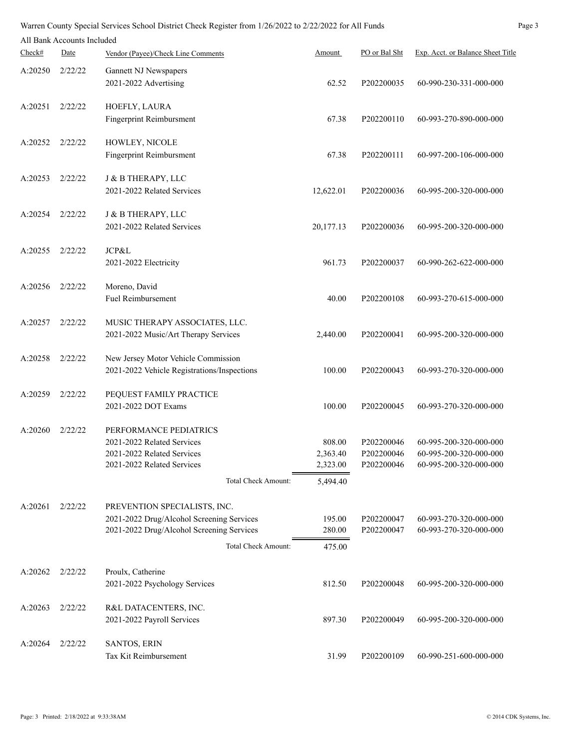Warren County Special Services School District Check Register from 1/26/2022 to 2/22/2022 for All Funds

All Bank Accounts Included

| Check# | Date | Vendor (Payee)/Check Line Comments | Amount | PO or Bal Sht | Exp. Acct. or Balance Sheet Title |
|---|---|---|---|---|---|
| A:20250 | 2/22/22 | Gannett NJ Newspapers | | | |
| | | 2021-2022 Advertising | 62.52 | P202200035 | 60-990-230-331-000-000 |
| A:20251 | 2/22/22 | HOEFLY, LAURA | | | |
| | | Fingerprint Reimbursment | 67.38 | P202200110 | 60-993-270-890-000-000 |
| A:20252 | 2/22/22 | HOWLEY, NICOLE | | | |
| | | Fingerprint Reimbursment | 67.38 | P202200111 | 60-997-200-106-000-000 |
| A:20253 | 2/22/22 | J & B THERAPY, LLC | | | |
| | | 2021-2022 Related Services | 12,622.01 | P202200036 | 60-995-200-320-000-000 |
| A:20254 | 2/22/22 | J & B THERAPY, LLC | | | |
| | | 2021-2022 Related Services | 20,177.13 | P202200036 | 60-995-200-320-000-000 |
| A:20255 | 2/22/22 | JCP&L | | | |
| | | 2021-2022 Electricity | 961.73 | P202200037 | 60-990-262-622-000-000 |
| A:20256 | 2/22/22 | Moreno, David | | | |
| | | Fuel Reimbursement | 40.00 | P202200108 | 60-993-270-615-000-000 |
| A:20257 | 2/22/22 | MUSIC THERAPY ASSOCIATES, LLC. | | | |
| | | 2021-2022 Music/Art Therapy Services | 2,440.00 | P202200041 | 60-995-200-320-000-000 |
| A:20258 | 2/22/22 | New Jersey Motor Vehicle Commission | | | |
| | | 2021-2022 Vehicle Registrations/Inspections | 100.00 | P202200043 | 60-993-270-320-000-000 |
| A:20259 | 2/22/22 | PEQUEST FAMILY PRACTICE | | | |
| | | 2021-2022 DOT Exams | 100.00 | P202200045 | 60-993-270-320-000-000 |
| A:20260 | 2/22/22 | PERFORMANCE PEDIATRICS | | | |
| | | 2021-2022 Related Services | 808.00 | P202200046 | 60-995-200-320-000-000 |
| | | 2021-2022 Related Services | 2,363.40 | P202200046 | 60-995-200-320-000-000 |
| | | 2021-2022 Related Services | 2,323.00 | P202200046 | 60-995-200-320-000-000 |
| | | Total Check Amount: | 5,494.40 | | |
| A:20261 | 2/22/22 | PREVENTION SPECIALISTS, INC. | | | |
| | | 2021-2022 Drug/Alcohol Screening Services | 195.00 | P202200047 | 60-993-270-320-000-000 |
| | | 2021-2022 Drug/Alcohol Screening Services | 280.00 | P202200047 | 60-993-270-320-000-000 |
| | | Total Check Amount: | 475.00 | | |
| A:20262 | 2/22/22 | Proulx, Catherine | | | |
| | | 2021-2022 Psychology Services | 812.50 | P202200048 | 60-995-200-320-000-000 |
| A:20263 | 2/22/22 | R&L DATACENTERS, INC. | | | |
| | | 2021-2022 Payroll Services | 897.30 | P202200049 | 60-995-200-320-000-000 |
| A:20264 | 2/22/22 | SANTOS, ERIN | | | |
| | | Tax Kit Reimbursement | 31.99 | P202200109 | 60-990-251-600-000-000 |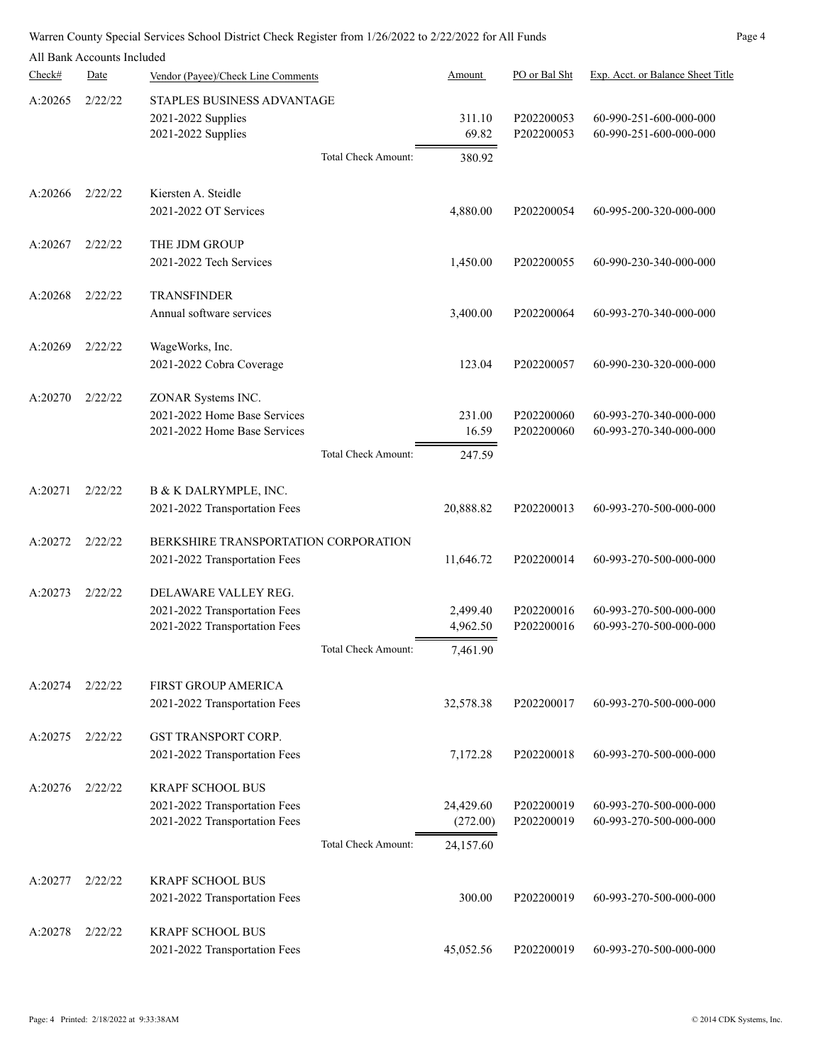Warren County Special Services School District Check Register from 1/26/2022 to 2/22/2022 for All Funds

All Bank Accounts Included

| Check# | Date | Vendor (Payee)/Check Line Comments | Amount | PO or Bal Sht | Exp. Acct. or Balance Sheet Title |
|---|---|---|---|---|---|
| A:20265 | 2/22/22 | STAPLES BUSINESS ADVANTAGE | | | |
| | | 2021-2022 Supplies | 311.10 | P202200053 | 60-990-251-600-000-000 |
| | | 2021-2022 Supplies | 69.82 | P202200053 | 60-990-251-600-000-000 |
| | | Total Check Amount: | 380.92 | | |
| A:20266 | 2/22/22 | Kiersten A. Steidle | | | |
| | | 2021-2022 OT Services | 4,880.00 | P202200054 | 60-995-200-320-000-000 |
| A:20267 | 2/22/22 | THE JDM GROUP | | | |
| | | 2021-2022 Tech Services | 1,450.00 | P202200055 | 60-990-230-340-000-000 |
| A:20268 | 2/22/22 | TRANSFINDER | | | |
| | | Annual software services | 3,400.00 | P202200064 | 60-993-270-340-000-000 |
| A:20269 | 2/22/22 | WageWorks, Inc. | | | |
| | | 2021-2022 Cobra Coverage | 123.04 | P202200057 | 60-990-230-320-000-000 |
| A:20270 | 2/22/22 | ZONAR Systems INC. | | | |
| | | 2021-2022 Home Base Services | 231.00 | P202200060 | 60-993-270-340-000-000 |
| | | 2021-2022 Home Base Services | 16.59 | P202200060 | 60-993-270-340-000-000 |
| | | Total Check Amount: | 247.59 | | |
| A:20271 | 2/22/22 | B & K DALRYMPLE, INC. | | | |
| | | 2021-2022 Transportation Fees | 20,888.82 | P202200013 | 60-993-270-500-000-000 |
| A:20272 | 2/22/22 | BERKSHIRE TRANSPORTATION CORPORATION | | | |
| | | 2021-2022 Transportation Fees | 11,646.72 | P202200014 | 60-993-270-500-000-000 |
| A:20273 | 2/22/22 | DELAWARE VALLEY REG. | | | |
| | | 2021-2022 Transportation Fees | 2,499.40 | P202200016 | 60-993-270-500-000-000 |
| | | 2021-2022 Transportation Fees | 4,962.50 | P202200016 | 60-993-270-500-000-000 |
| | | Total Check Amount: | 7,461.90 | | |
| A:20274 | 2/22/22 | FIRST GROUP AMERICA | | | |
| | | 2021-2022 Transportation Fees | 32,578.38 | P202200017 | 60-993-270-500-000-000 |
| A:20275 | 2/22/22 | GST TRANSPORT CORP. | | | |
| | | 2021-2022 Transportation Fees | 7,172.28 | P202200018 | 60-993-270-500-000-000 |
| A:20276 | 2/22/22 | KRAPF SCHOOL BUS | | | |
| | | 2021-2022 Transportation Fees | 24,429.60 | P202200019 | 60-993-270-500-000-000 |
| | | 2021-2022 Transportation Fees | (272.00) | P202200019 | 60-993-270-500-000-000 |
| | | Total Check Amount: | 24,157.60 | | |
| A:20277 | 2/22/22 | KRAPF SCHOOL BUS | | | |
| | | 2021-2022 Transportation Fees | 300.00 | P202200019 | 60-993-270-500-000-000 |
| A:20278 | 2/22/22 | KRAPF SCHOOL BUS | | | |
| | | 2021-2022 Transportation Fees | 45,052.56 | P202200019 | 60-993-270-500-000-000 |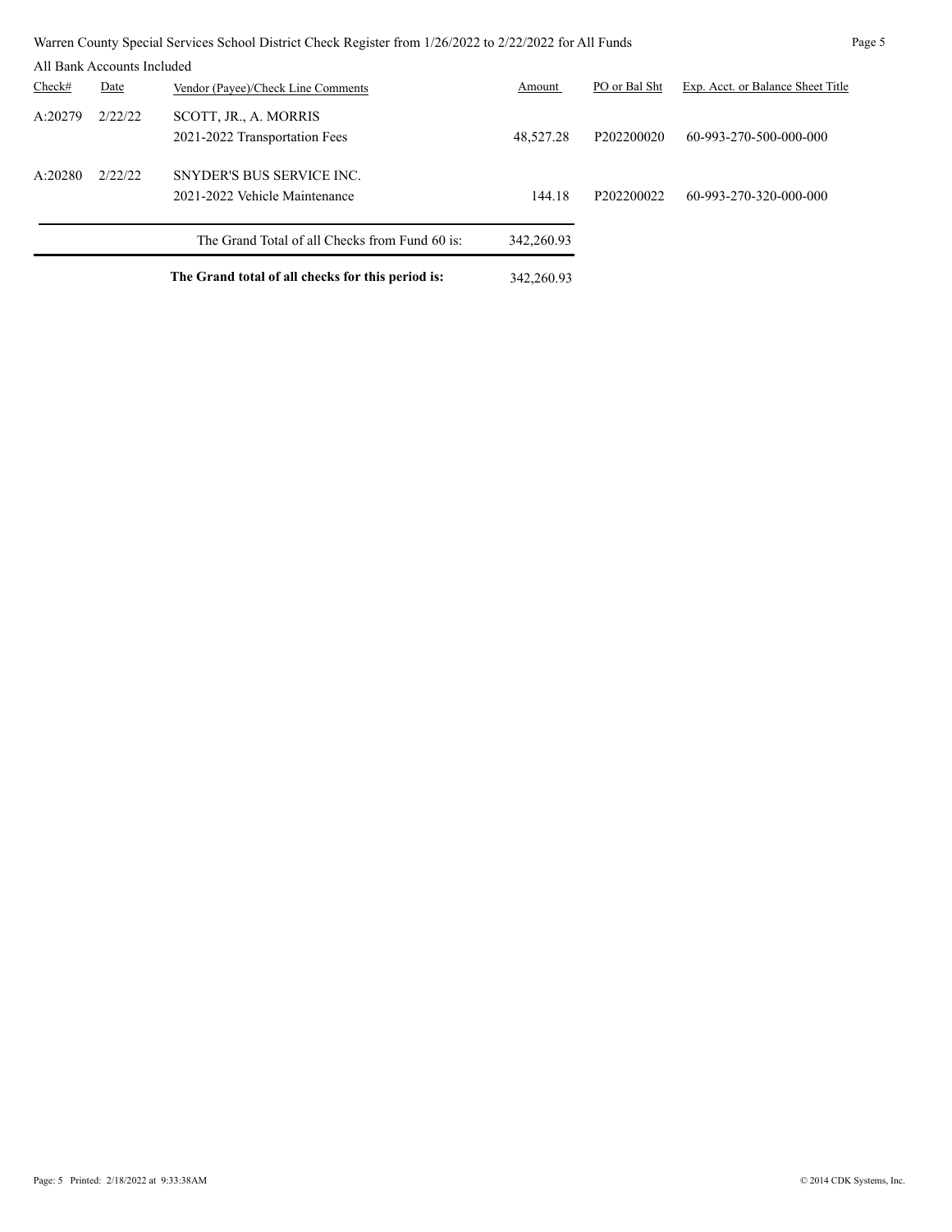Warren County Special Services School District Check Register from 1/26/2022 to 2/22/2022 for All Funds

All Bank Accounts Included

| Check# | Date | Vendor (Payee)/Check Line Comments | Amount | PO or Bal Sht | Exp. Acct. or Balance Sheet Title |
|---|---|---|---|---|---|
| A:20279 | 2/22/22 | SCOTT, JR., A. MORRIS | | | |
| | | 2021-2022 Transportation Fees | 48,527.28 | P202200020 | 60-993-270-500-000-000 |
| A:20280 | 2/22/22 | SNYDER'S BUS SERVICE INC. | | | |
| | | 2021-2022 Vehicle Maintenance | 144.18 | P202200022 | 60-993-270-320-000-000 |
| | | The Grand Total of all Checks from Fund 60 is: | 342,260.93 | | |
| | | **The Grand total of all checks for this period is:** | 342,260.93 | | |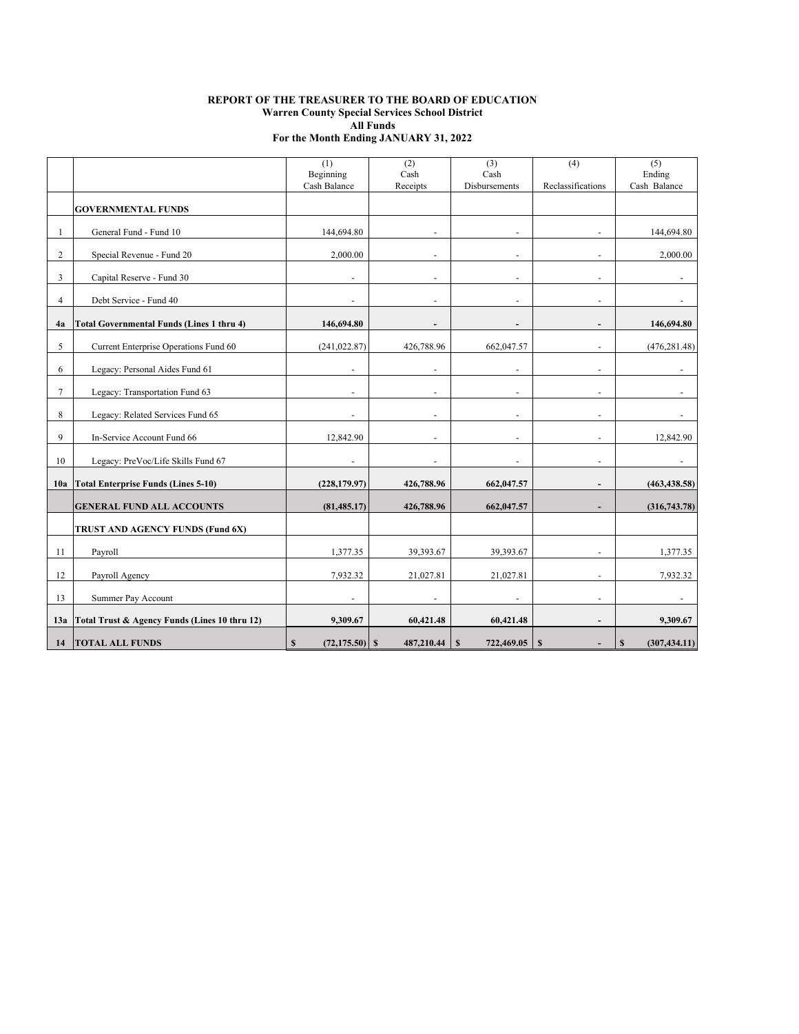**REPORT OF THE TREASURER TO THE BOARD OF EDUCATION**
**Warren County Special Services School District**
**All Funds**
**For the Month Ending JANUARY 31, 2022**

| | | (1) Beginning Cash Balance | (2) Cash Receipts | (3) Cash Disbursements | (4) Reclassifications | (5) Ending Cash Balance |
|---|---|---|---|---|---|---|
| | **GOVERNMENTAL FUNDS** | | | | | |
| 1 | General Fund - Fund 10 | 144,694.80 | - | - | - | 144,694.80 |
| 2 | Special Revenue - Fund 20 | 2,000.00 | - | - | - | 2,000.00 |
| 3 | Capital Reserve - Fund 30 | - | - | - | - | - |
| 4 | Debt Service - Fund 40 | - | - | - | - | - |
| **4a** | **Total Governmental Funds (Lines 1 thru 4)** | **146,694.80** | **-** | **-** | **-** | **146,694.80** |
| 5 | Current Enterprise Operations Fund 60 | (241,022.87) | 426,788.96 | 662,047.57 | - | (476,281.48) |
| 6 | Legacy: Personal Aides Fund 61 | - | - | - | - | - |
| 7 | Legacy: Transportation Fund 63 | - | - | - | - | - |
| 8 | Legacy: Related Services Fund 65 | - | - | - | - | - |
| 9 | In-Service Account Fund 66 | 12,842.90 | - | - | - | 12,842.90 |
| 10 | Legacy: PreVoc/Life Skills Fund 67 | - | - | - | - | - |
| **10a** | **Total Enterprise Funds (Lines 5-10)** | **(228,179.97)** | **426,788.96** | **662,047.57** | **-** | **(463,438.58)** |
| | **GENERAL FUND ALL ACCOUNTS** | **(81,485.17)** | **426,788.96** | **662,047.57** | **-** | **(316,743.78)** |
| | **TRUST AND AGENCY FUNDS (Fund 6X)** | | | | | |
| 11 | Payroll | 1,377.35 | 39,393.67 | 39,393.67 | - | 1,377.35 |
| 12 | Payroll Agency | 7,932.32 | 21,027.81 | 21,027.81 | - | 7,932.32 |
| 13 | Summer Pay Account | - | - | - | - | - |
| **13a** | **Total Trust & Agency Funds (Lines 10 thru 12)** | **9,309.67** | **60,421.48** | **60,421.48** | **-** | **9,309.67** |
| **14** | **TOTAL ALL FUNDS** | **$ (72,175.50)** | **$ 487,210.44** | **$ 722,469.05** | **$ -** | **$ (307,434.11)** |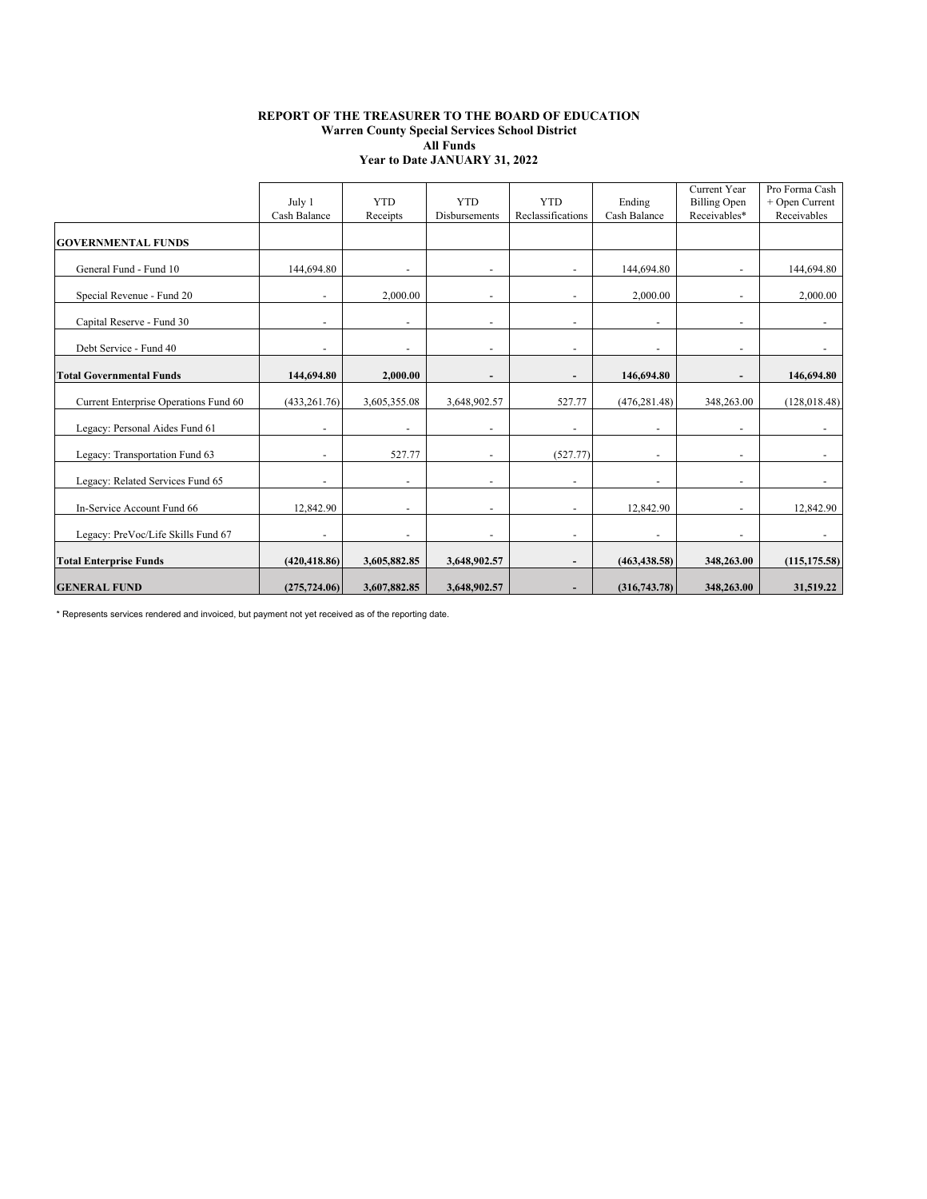**REPORT OF THE TREASURER TO THE BOARD OF EDUCATION**
**Warren County Special Services School District**
**All Funds**
**Year to Date JANUARY 31, 2022**

| | July 1 Cash Balance | YTD Receipts | YTD Disbursements | YTD Reclassifications | Ending Cash Balance | Current Year Billing Open Receivables* | Pro Forma Cash + Open Current Receivables |
|---|---|---|---|---|---|---|---|
| **GOVERNMENTAL FUNDS** | | | | | | | |
| General Fund - Fund 10 | 144,694.80 | - | - | - | 144,694.80 | - | 144,694.80 |
| Special Revenue - Fund 20 | - | 2,000.00 | - | - | 2,000.00 | - | 2,000.00 |
| Capital Reserve - Fund 30 | - | - | - | - | - | - | - |
| Debt Service - Fund 40 | - | - | - | - | - | - | - |
| **Total Governmental Funds** | **144,694.80** | **2,000.00** | **-** | **-** | **146,694.80** | **-** | **146,694.80** |
| Current Enterprise Operations Fund 60 | (433,261.76) | 3,605,355.08 | 3,648,902.57 | 527.77 | (476,281.48) | 348,263.00 | (128,018.48) |
| Legacy: Personal Aides Fund 61 | - | - | - | - | - | - | - |
| Legacy: Transportation Fund 63 | - | 527.77 | - | (527.77) | - | - | - |
| Legacy: Related Services Fund 65 | - | - | - | - | - | - | - |
| In-Service Account Fund 66 | 12,842.90 | - | - | - | 12,842.90 | - | 12,842.90 |
| Legacy: PreVoc/Life Skills Fund 67 | - | - | - | - | - | - | - |
| **Total Enterprise Funds** | **(420,418.86)** | **3,605,882.85** | **3,648,902.57** | **-** | **(463,438.58)** | **348,263.00** | **(115,175.58)** |
| **GENERAL FUND** | **(275,724.06)** | **3,607,882.85** | **3,648,902.57** | **-** | **(316,743.78)** | **348,263.00** | **31,519.22** |

* Represents services rendered and invoiced, but payment not yet received as of the reporting date.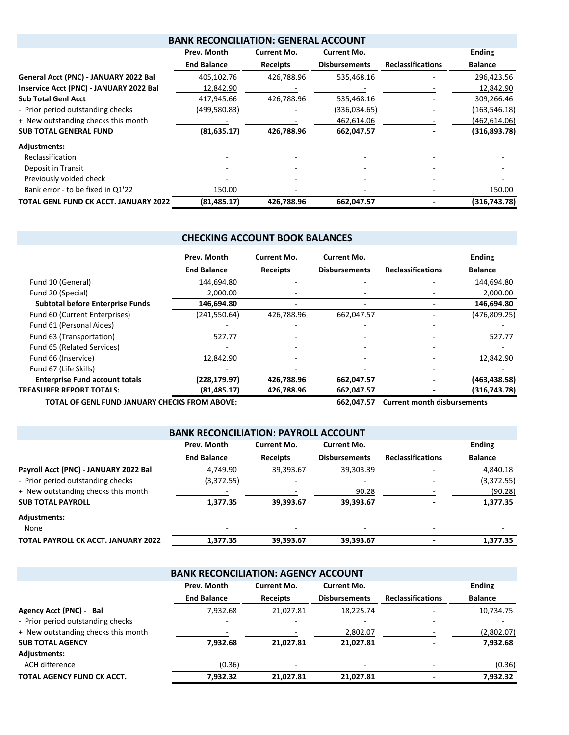## BANK RECONCILIATION: GENERAL ACCOUNT

| | Prev. Month End Balance | Current Mo. Receipts | Current Mo. Disbursements | Reclassifications | Ending Balance |
|---|---|---|---|---|---|
| **General Acct (PNC) - JANUARY 2022 Bal** | 405,102.76 | 426,788.96 | 535,468.16 | - | 296,423.56 |
| **Inservice Acct (PNC) - JANUARY 2022 Bal** | 12,842.90 | - | - | - | 12,842.90 |
| **Sub Total Genl Acct** | 417,945.66 | 426,788.96 | 535,468.16 | - | 309,266.46 |
| - Prior period outstanding checks | (499,580.83) | - | (336,034.65) | - | (163,546.18) |
| + New outstanding checks this month | - | - | 462,614.06 | - | (462,614.06) |
| **SUB TOTAL GENERAL FUND** | **(81,635.17)** | **426,788.96** | **662,047.57** | **-** | **(316,893.78)** |
| **Adjustments:** | | | | | |
| Reclassification | - | - | - | - | - |
| Deposit in Transit | - | - | - | - | - |
| Previously voided check | - | - | - | - | - |
| Bank error - to be fixed in Q1'22 | 150.00 | - | - | - | 150.00 |
| **TOTAL GENL FUND CK ACCT. JANUARY 2022** | **(81,485.17)** | **426,788.96** | **662,047.57** | **-** | **(316,743.78)** |

## CHECKING ACCOUNT BOOK BALANCES

| | Prev. Month End Balance | Current Mo. Receipts | Current Mo. Disbursements | Reclassifications | Ending Balance |
|---|---|---|---|---|---|
| Fund 10 (General) | 144,694.80 | - | - | - | 144,694.80 |
| Fund 20 (Special) | 2,000.00 | - | - | - | 2,000.00 |
| **Subtotal before Enterprise Funds** | **146,694.80** | **-** | **-** | **-** | **146,694.80** |
| Fund 60 (Current Enterprises) | (241,550.64) | 426,788.96 | 662,047.57 | - | (476,809.25) |
| Fund 61 (Personal Aides) | - | - | - | - | - |
| Fund 63 (Transportation) | 527.77 | - | - | - | 527.77 |
| Fund 65 (Related Services) | - | - | - | - | - |
| Fund 66 (Inservice) | 12,842.90 | - | - | - | 12,842.90 |
| Fund 67 (Life Skills) | - | - | - | - | - |
| **Enterprise Fund account totals** | **(228,179.97)** | **426,788.96** | **662,047.57** | **-** | **(463,438.58)** |
| **TREASURER REPORT TOTALS:** | **(81,485.17)** | **426,788.96** | **662,047.57** | **-** | **(316,743.78)** |
| **TOTAL OF GENL FUND JANUARY CHECKS FROM ABOVE:** | | | **662,047.57** | **Current month disbursements** | |

## BANK RECONCILIATION: PAYROLL ACCOUNT

| | Prev. Month End Balance | Current Mo. Receipts | Current Mo. Disbursements | Reclassifications | Ending Balance |
|---|---|---|---|---|---|
| **Payroll Acct (PNC) - JANUARY 2022 Bal** | 4,749.90 | 39,393.67 | 39,303.39 | - | 4,840.18 |
| - Prior period outstanding checks | (3,372.55) | - | - | - | (3,372.55) |
| + New outstanding checks this month | - | - | 90.28 | - | (90.28) |
| **SUB TOTAL PAYROLL** | **1,377.35** | **39,393.67** | **39,393.67** | **-** | **1,377.35** |
| **Adjustments:** | | | | | |
| None | - | - | - | - | - |
| **TOTAL PAYROLL CK ACCT. JANUARY 2022** | **1,377.35** | **39,393.67** | **39,393.67** | **-** | **1,377.35** |

## BANK RECONCILIATION: AGENCY ACCOUNT

| | Prev. Month End Balance | Current Mo. Receipts | Current Mo. Disbursements | Reclassifications | Ending Balance |
|---|---|---|---|---|---|
| **Agency Acct (PNC) - Bal** | 7,932.68 | 21,027.81 | 18,225.74 | - | 10,734.75 |
| - Prior period outstanding checks | - | - | - | - | - |
| + New outstanding checks this month | - | - | 2,802.07 | - | (2,802.07) |
| **SUB TOTAL AGENCY** | **7,932.68** | **21,027.81** | **21,027.81** | **-** | **7,932.68** |
| **Adjustments:** | | | | | |
| ACH difference | (0.36) | - | - | - | (0.36) |
| **TOTAL AGENCY FUND CK ACCT.** | **7,932.32** | **21,027.81** | **21,027.81** | **-** | **7,932.32** |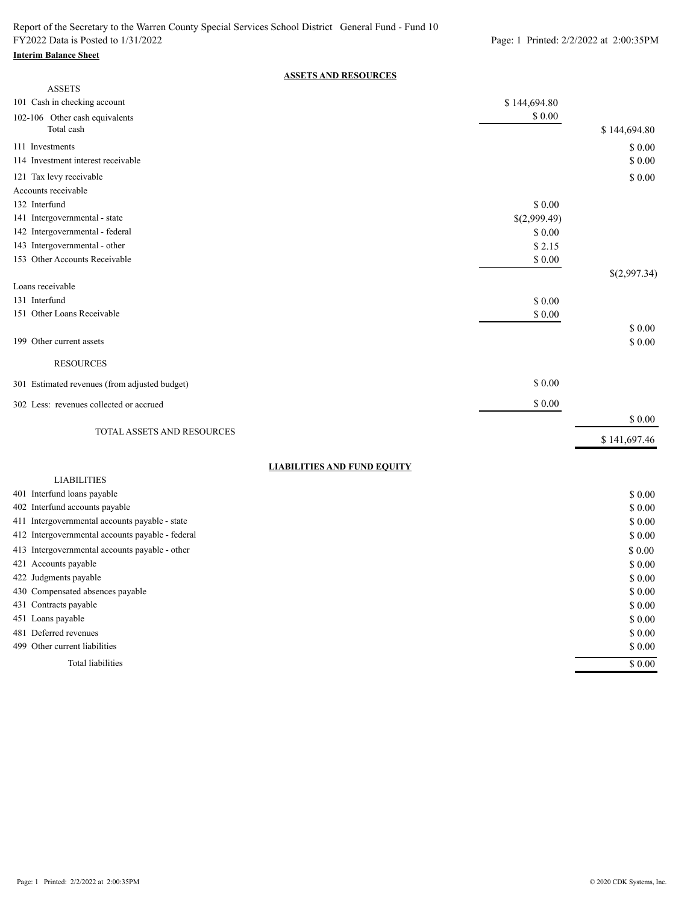Report of the Secretary to the Warren County Special Services School District General Fund - Fund 10
FY2022 Data is Posted to 1/31/2022

**Interim Balance Sheet**

**ASSETS AND RESOURCES**

| | | |
|---|---|---|
| **ASSETS** | | |
| 101 Cash in checking account | $ 144,694.80 | |
| 102-106 Other cash equivalents | $ 0.00 | |
| Total cash | | $ 144,694.80 |
| 111 Investments | | $ 0.00 |
| 114 Investment interest receivable | | $ 0.00 |
| 121 Tax levy receivable | | $ 0.00 |
| Accounts receivable | | |
| 132 Interfund | $ 0.00 | |
| 141 Intergovernmental - state | $(2,999.49) | |
| 142 Intergovernmental - federal | $ 0.00 | |
| 143 Intergovernmental - other | $ 2.15 | |
| 153 Other Accounts Receivable | $ 0.00 | |
| | | $(2,997.34) |
| Loans receivable | | |
| 131 Interfund | $ 0.00 | |
| 151 Other Loans Receivable | $ 0.00 | |
| | | $ 0.00 |
| 199 Other current assets | | $ 0.00 |
| **RESOURCES** | | |
| 301 Estimated revenues (from adjusted budget) | $ 0.00 | |
| 302 Less: revenues collected or accrued | $ 0.00 | |
| | | $ 0.00 |
| TOTAL ASSETS AND RESOURCES | | $ 141,697.46 |

**LIABILITIES AND FUND EQUITY**

| | |
|---|---|
| **LIABILITIES** | |
| 401 Interfund loans payable | $ 0.00 |
| 402 Interfund accounts payable | $ 0.00 |
| 411 Intergovernmental accounts payable - state | $ 0.00 |
| 412 Intergovernmental accounts payable - federal | $ 0.00 |
| 413 Intergovernmental accounts payable - other | $ 0.00 |
| 421 Accounts payable | $ 0.00 |
| 422 Judgments payable | $ 0.00 |
| 430 Compensated absences payable | $ 0.00 |
| 431 Contracts payable | $ 0.00 |
| 451 Loans payable | $ 0.00 |
| 481 Deferred revenues | $ 0.00 |
| 499 Other current liabilities | $ 0.00 |
| Total liabilities | $ 0.00 |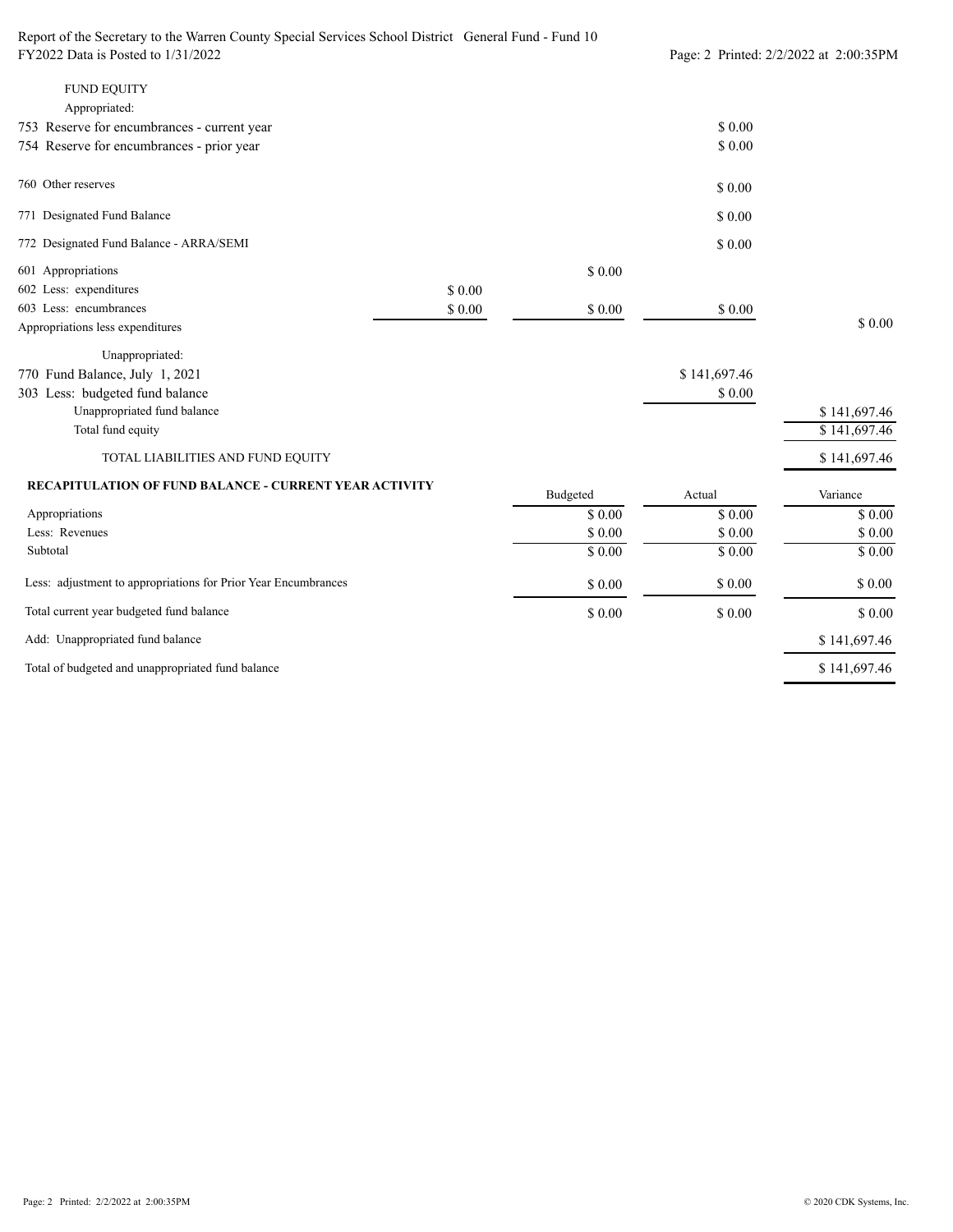| FUND EQUITY | | | | |
|---|---|---|---|---|
| Appropriated: | | | | |
| 753 Reserve for encumbrances - current year | | | $ 0.00 | |
| 754 Reserve for encumbrances - prior year | | | $ 0.00 | |
| 760 Other reserves | | | $ 0.00 | |
| 771 Designated Fund Balance | | | $ 0.00 | |
| 772 Designated Fund Balance - ARRA/SEMI | | | $ 0.00 | |
| 601 Appropriations | | $ 0.00 | | |
| 602 Less: expenditures | $ 0.00 | | | |
| 603 Less: encumbrances | $ 0.00 | $ 0.00 | $ 0.00 | |
| Appropriations less expenditures | | | | $ 0.00 |
| Unappropriated: | | | | |
| 770 Fund Balance, July 1, 2021 | | | $ 141,697.46 | |
| 303 Less: budgeted fund balance | | | $ 0.00 | |
| Unappropriated fund balance | | | | $ 141,697.46 |
| Total fund equity | | | | $ 141,697.46 |
| TOTAL LIABILITIES AND FUND EQUITY | | | | $ 141,697.46 |

**RECAPITULATION OF FUND BALANCE - CURRENT YEAR ACTIVITY**

| | Budgeted | Actual | Variance |
|---|---|---|---|
| Appropriations | $ 0.00 | $ 0.00 | $ 0.00 |
| Less: Revenues | $ 0.00 | $ 0.00 | $ 0.00 |
| Subtotal | $ 0.00 | $ 0.00 | $ 0.00 |
| Less: adjustment to appropriations for Prior Year Encumbrances | $ 0.00 | $ 0.00 | $ 0.00 |
| Total current year budgeted fund balance | $ 0.00 | $ 0.00 | $ 0.00 |
| Add: Unappropriated fund balance | | | $ 141,697.46 |
| Total of budgeted and unappropriated fund balance | | | $ 141,697.46 |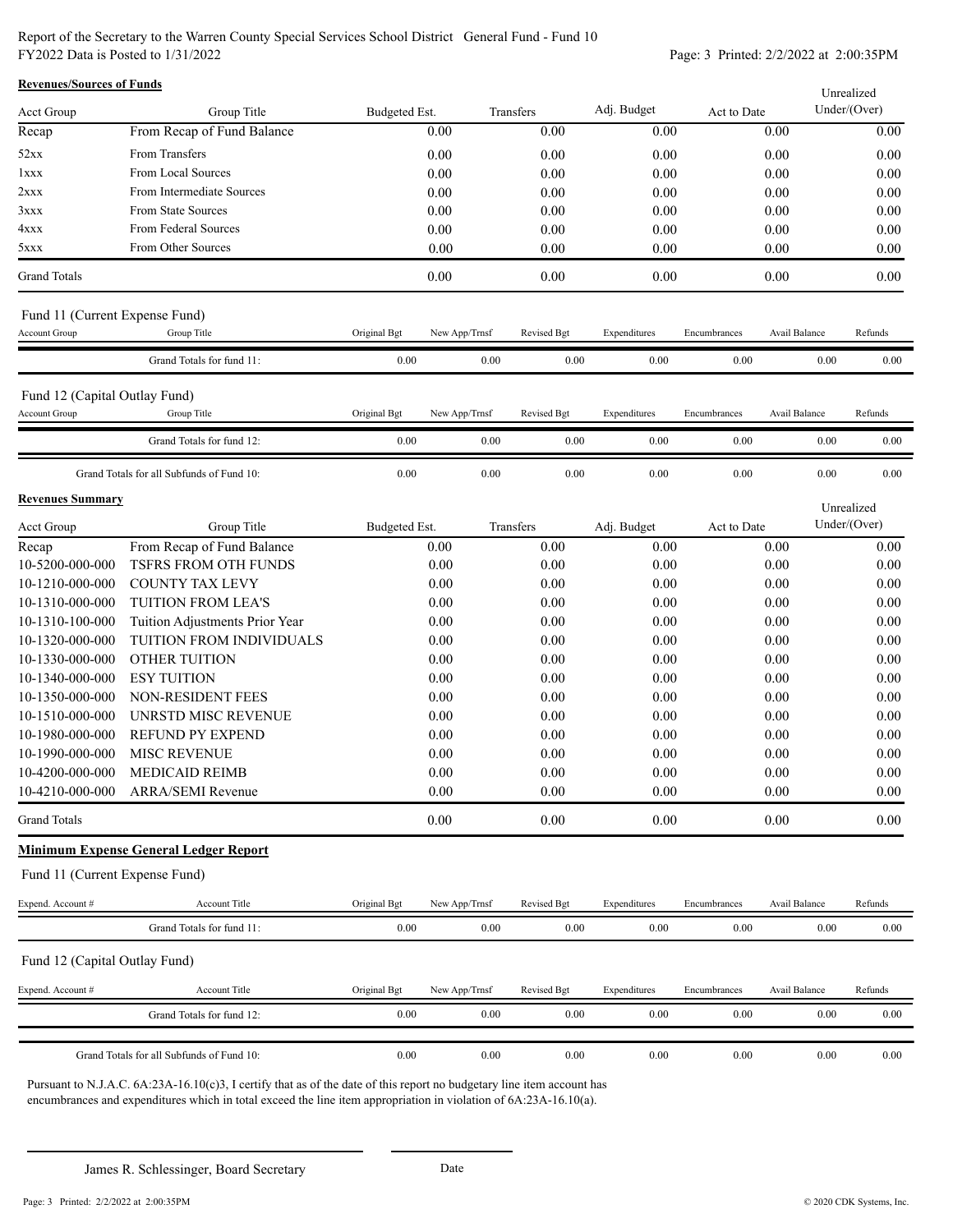Report of the Secretary to the Warren County Special Services School District General Fund - Fund 10
FY2022 Data is Posted to 1/31/2022

**Revenues/Sources of Funds**

| Acct Group | Group Title | Budgeted Est. | Transfers | Adj. Budget | Act to Date | Unrealized Under/(Over) |
|---|---|---|---|---|---|---|
| Recap | From Recap of Fund Balance | 0.00 | 0.00 | 0.00 | 0.00 | 0.00 |
| 52xx | From Transfers | 0.00 | 0.00 | 0.00 | 0.00 | 0.00 |
| 1xxx | From Local Sources | 0.00 | 0.00 | 0.00 | 0.00 | 0.00 |
| 2xxx | From Intermediate Sources | 0.00 | 0.00 | 0.00 | 0.00 | 0.00 |
| 3xxx | From State Sources | 0.00 | 0.00 | 0.00 | 0.00 | 0.00 |
| 4xxx | From Federal Sources | 0.00 | 0.00 | 0.00 | 0.00 | 0.00 |
| 5xxx | From Other Sources | 0.00 | 0.00 | 0.00 | 0.00 | 0.00 |
| Grand Totals | | 0.00 | 0.00 | 0.00 | 0.00 | 0.00 |

Fund 11 (Current Expense Fund)

| Account Group | Group Title | Original Bgt | New App/Trnsf | Revised Bgt | Expenditures | Encumbrances | Avail Balance | Refunds |
|---|---|---|---|---|---|---|---|---|
| | Grand Totals for fund 11: | 0.00 | 0.00 | 0.00 | 0.00 | 0.00 | 0.00 | 0.00 |

Fund 12 (Capital Outlay Fund)

| Account Group | Group Title | Original Bgt | New App/Trnsf | Revised Bgt | Expenditures | Encumbrances | Avail Balance | Refunds |
|---|---|---|---|---|---|---|---|---|
| | Grand Totals for fund 12: | 0.00 | 0.00 | 0.00 | 0.00 | 0.00 | 0.00 | 0.00 |
| | Grand Totals for all Subfunds of Fund 10: | 0.00 | 0.00 | 0.00 | 0.00 | 0.00 | 0.00 | 0.00 |

**Revenues Summary**

| Acct Group | Group Title | Budgeted Est. | Transfers | Adj. Budget | Act to Date | Unrealized Under/(Over) |
|---|---|---|---|---|---|---|
| Recap | From Recap of Fund Balance | 0.00 | 0.00 | 0.00 | 0.00 | 0.00 |
| 10-5200-000-000 | TSFRS FROM OTH FUNDS | 0.00 | 0.00 | 0.00 | 0.00 | 0.00 |
| 10-1210-000-000 | COUNTY TAX LEVY | 0.00 | 0.00 | 0.00 | 0.00 | 0.00 |
| 10-1310-000-000 | TUITION FROM LEA'S | 0.00 | 0.00 | 0.00 | 0.00 | 0.00 |
| 10-1310-100-000 | Tuition Adjustments Prior Year | 0.00 | 0.00 | 0.00 | 0.00 | 0.00 |
| 10-1320-000-000 | TUITION FROM INDIVIDUALS | 0.00 | 0.00 | 0.00 | 0.00 | 0.00 |
| 10-1330-000-000 | OTHER TUITION | 0.00 | 0.00 | 0.00 | 0.00 | 0.00 |
| 10-1340-000-000 | ESY TUITION | 0.00 | 0.00 | 0.00 | 0.00 | 0.00 |
| 10-1350-000-000 | NON-RESIDENT FEES | 0.00 | 0.00 | 0.00 | 0.00 | 0.00 |
| 10-1510-000-000 | UNRSTD MISC REVENUE | 0.00 | 0.00 | 0.00 | 0.00 | 0.00 |
| 10-1980-000-000 | REFUND PY EXPEND | 0.00 | 0.00 | 0.00 | 0.00 | 0.00 |
| 10-1990-000-000 | MISC REVENUE | 0.00 | 0.00 | 0.00 | 0.00 | 0.00 |
| 10-4200-000-000 | MEDICAID REIMB | 0.00 | 0.00 | 0.00 | 0.00 | 0.00 |
| 10-4210-000-000 | ARRA/SEMI Revenue | 0.00 | 0.00 | 0.00 | 0.00 | 0.00 |
| Grand Totals | | 0.00 | 0.00 | 0.00 | 0.00 | 0.00 |

**Minimum Expense General Ledger Report**

Fund 11 (Current Expense Fund)

| Expend. Account # | Account Title | Original Bgt | New App/Trnsf | Revised Bgt | Expenditures | Encumbrances | Avail Balance | Refunds |
|---|---|---|---|---|---|---|---|---|
| | Grand Totals for fund 11: | 0.00 | 0.00 | 0.00 | 0.00 | 0.00 | 0.00 | 0.00 |

Fund 12 (Capital Outlay Fund)

| Expend. Account # | Account Title | Original Bgt | New App/Trnsf | Revised Bgt | Expenditures | Encumbrances | Avail Balance | Refunds |
|---|---|---|---|---|---|---|---|---|
| | Grand Totals for fund 12: | 0.00 | 0.00 | 0.00 | 0.00 | 0.00 | 0.00 | 0.00 |
| | Grand Totals for all Subfunds of Fund 10: | 0.00 | 0.00 | 0.00 | 0.00 | 0.00 | 0.00 | 0.00 |

Pursuant to N.J.A.C. 6A:23A-16.10(c)3, I certify that as of the date of this report no budgetary line item account has encumbrances and expenditures which in total exceed the line item appropriation in violation of 6A:23A-16.10(a).

James R. Schlessinger, Board Secretary

Date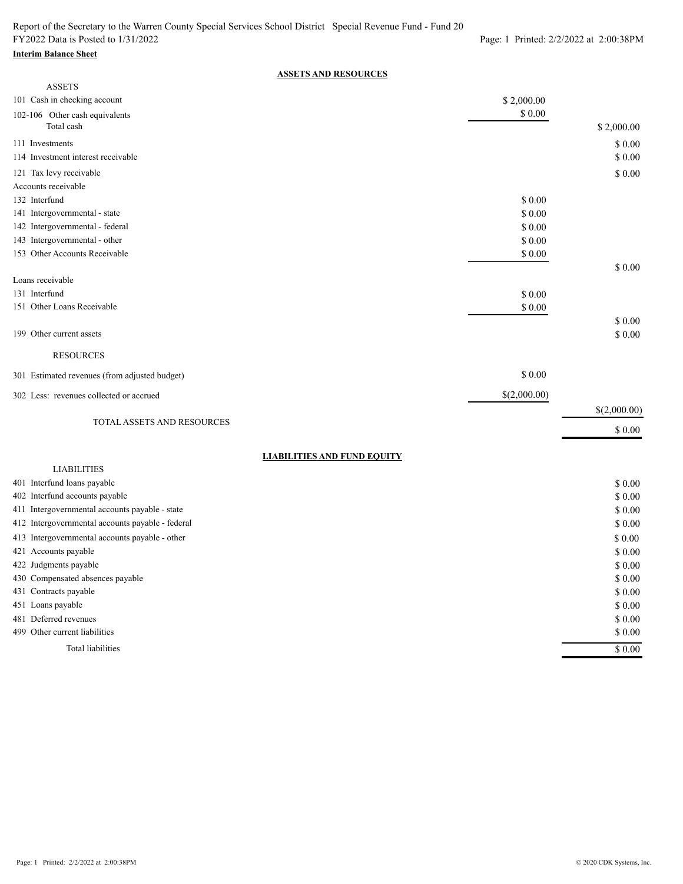Report of the Secretary to the Warren County Special Services School District Special Revenue Fund - Fund 20
FY2022 Data is Posted to 1/31/2022

**Interim Balance Sheet**

## ASSETS AND RESOURCES

| | | |
|---|---|---|
| **ASSETS** | | |
| 101 Cash in checking account | $ 2,000.00 | |
| 102-106 Other cash equivalents | $ 0.00 | |
| Total cash | | $ 2,000.00 |
| 111 Investments | | $ 0.00 |
| 114 Investment interest receivable | | $ 0.00 |
| 121 Tax levy receivable | | $ 0.00 |
| Accounts receivable | | |
| 132 Interfund | $ 0.00 | |
| 141 Intergovernmental - state | $ 0.00 | |
| 142 Intergovernmental - federal | $ 0.00 | |
| 143 Intergovernmental - other | $ 0.00 | |
| 153 Other Accounts Receivable | $ 0.00 | |
| | | $ 0.00 |
| Loans receivable | | |
| 131 Interfund | $ 0.00 | |
| 151 Other Loans Receivable | $ 0.00 | |
| | | $ 0.00 |
| 199 Other current assets | | $ 0.00 |
| **RESOURCES** | | |
| 301 Estimated revenues (from adjusted budget) | $ 0.00 | |
| 302 Less: revenues collected or accrued | $(2,000.00) | |
| | | $(2,000.00) |
| TOTAL ASSETS AND RESOURCES | | $ 0.00 |

## LIABILITIES AND FUND EQUITY

| | |
|---|---|
| **LIABILITIES** | |
| 401 Interfund loans payable | $ 0.00 |
| 402 Interfund accounts payable | $ 0.00 |
| 411 Intergovernmental accounts payable - state | $ 0.00 |
| 412 Intergovernmental accounts payable - federal | $ 0.00 |
| 413 Intergovernmental accounts payable - other | $ 0.00 |
| 421 Accounts payable | $ 0.00 |
| 422 Judgments payable | $ 0.00 |
| 430 Compensated absences payable | $ 0.00 |
| 431 Contracts payable | $ 0.00 |
| 451 Loans payable | $ 0.00 |
| 481 Deferred revenues | $ 0.00 |
| 499 Other current liabilities | $ 0.00 |
| Total liabilities | $ 0.00 |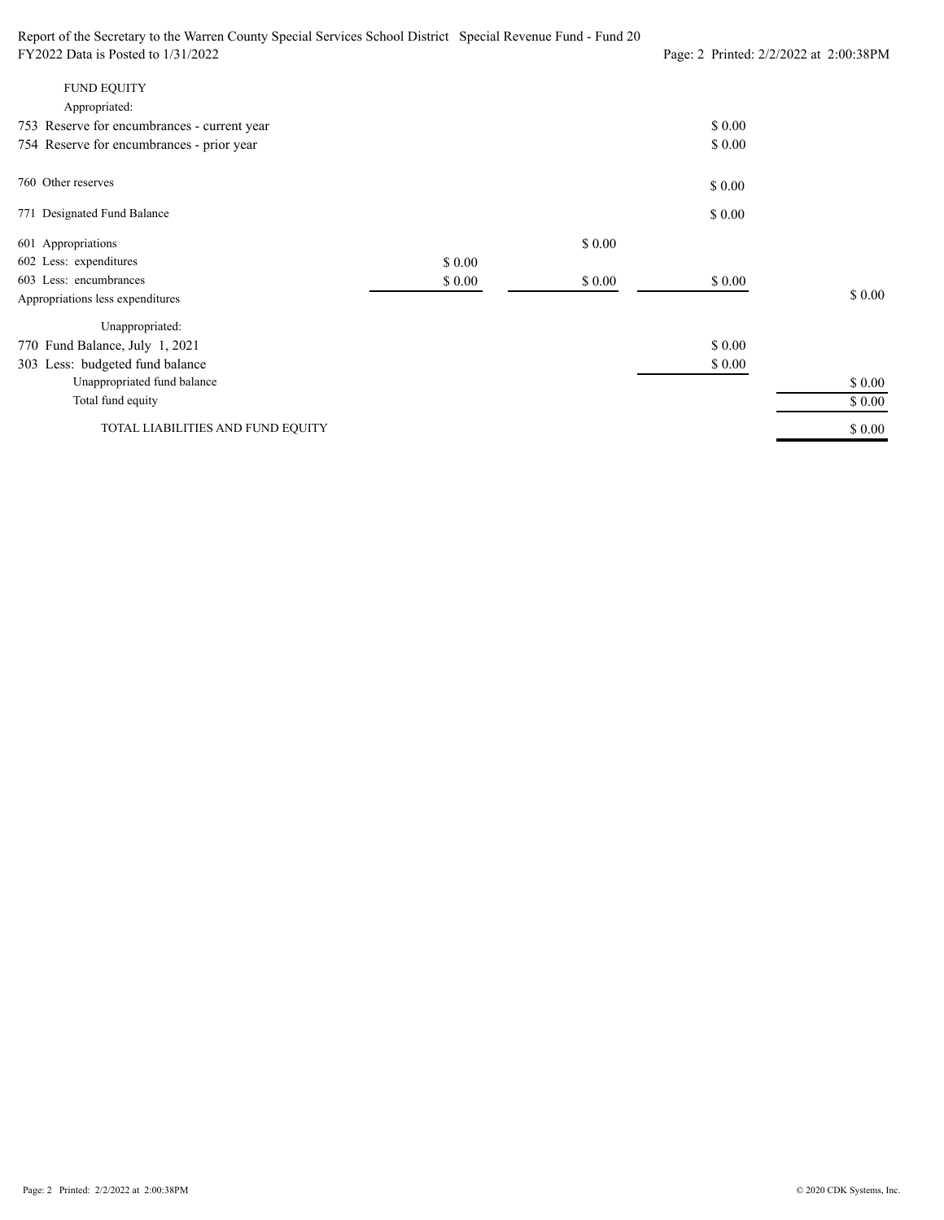| | | | | |
|---|---|---|---|---|
| **FUND EQUITY** | | | | |
| Appropriated: | | | | |
| 753 Reserve for encumbrances - current year | | | $ 0.00 | |
| 754 Reserve for encumbrances - prior year | | | $ 0.00 | |
| 760 Other reserves | | | $ 0.00 | |
| 771 Designated Fund Balance | | | $ 0.00 | |
| 601 Appropriations | | $ 0.00 | | |
| 602 Less: expenditures | $ 0.00 | | | |
| 603 Less: encumbrances | $ 0.00 | $ 0.00 | $ 0.00 | |
| Appropriations less expenditures | | | | $ 0.00 |
| Unappropriated: | | | | |
| 770 Fund Balance, July 1, 2021 | | | $ 0.00 | |
| 303 Less: budgeted fund balance | | | $ 0.00 | |
| Unappropriated fund balance | | | | $ 0.00 |
| Total fund equity | | | | $ 0.00 |
| TOTAL LIABILITIES AND FUND EQUITY | | | | $ 0.00 |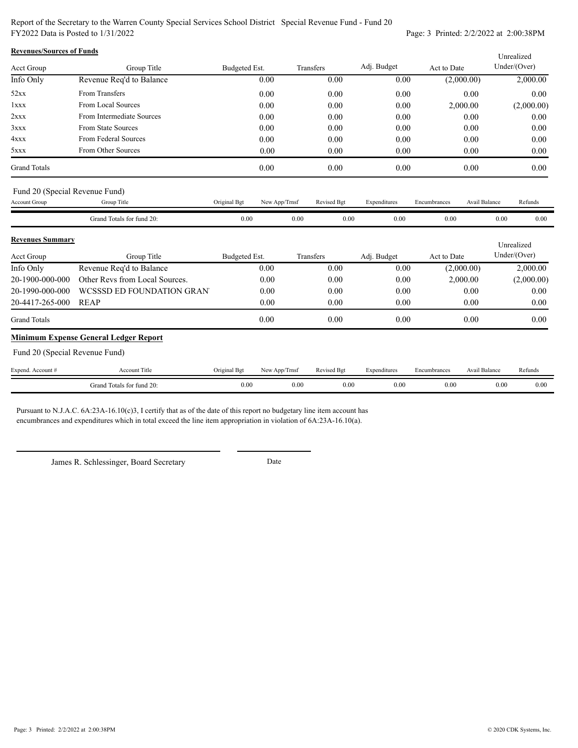Report of the Secretary to the Warren County Special Services School District Special Revenue Fund - Fund 20
FY2022 Data is Posted to 1/31/2022

**Revenues/Sources of Funds**

| Acct Group | Group Title | Budgeted Est. | Transfers | Adj. Budget | Act to Date | Unrealized Under/(Over) |
|---|---|---|---|---|---|---|
| Info Only | Revenue Req'd to Balance | 0.00 | 0.00 | 0.00 | (2,000.00) | 2,000.00 |
| 52xx | From Transfers | 0.00 | 0.00 | 0.00 | 0.00 | 0.00 |
| 1xxx | From Local Sources | 0.00 | 0.00 | 0.00 | 2,000.00 | (2,000.00) |
| 2xxx | From Intermediate Sources | 0.00 | 0.00 | 0.00 | 0.00 | 0.00 |
| 3xxx | From State Sources | 0.00 | 0.00 | 0.00 | 0.00 | 0.00 |
| 4xxx | From Federal Sources | 0.00 | 0.00 | 0.00 | 0.00 | 0.00 |
| 5xxx | From Other Sources | 0.00 | 0.00 | 0.00 | 0.00 | 0.00 |
| Grand Totals | | 0.00 | 0.00 | 0.00 | 0.00 | 0.00 |

Fund 20 (Special Revenue Fund)

| Account Group | Group Title | Original Bgt | New App/Trnsf | Revised Bgt | Expenditures | Encumbrances | Avail Balance | Refunds |
|---|---|---|---|---|---|---|---|---|
| | Grand Totals for fund 20: | 0.00 | 0.00 | 0.00 | 0.00 | 0.00 | 0.00 | 0.00 |

**Revenues Summary**

| Acct Group | Group Title | Budgeted Est. | Transfers | Adj. Budget | Act to Date | Unrealized Under/(Over) |
|---|---|---|---|---|---|---|
| Info Only | Revenue Req'd to Balance | 0.00 | 0.00 | 0.00 | (2,000.00) | 2,000.00 |
| 20-1900-000-000 | Other Revs from Local Sources. | 0.00 | 0.00 | 0.00 | 2,000.00 | (2,000.00) |
| 20-1990-000-000 | WCSSSD ED FOUNDATION GRAN | 0.00 | 0.00 | 0.00 | 0.00 | 0.00 |
| 20-4417-265-000 | REAP | 0.00 | 0.00 | 0.00 | 0.00 | 0.00 |
| Grand Totals | | 0.00 | 0.00 | 0.00 | 0.00 | 0.00 |

**Minimum Expense General Ledger Report**

Fund 20 (Special Revenue Fund)

| Expend. Account # | Account Title | Original Bgt | New App/Trnsf | Revised Bgt | Expenditures | Encumbrances | Avail Balance | Refunds |
|---|---|---|---|---|---|---|---|---|
| | Grand Totals for fund 20: | 0.00 | 0.00 | 0.00 | 0.00 | 0.00 | 0.00 | 0.00 |

Pursuant to N.J.A.C. 6A:23A-16.10(c)3, I certify that as of the date of this report no budgetary line item account has encumbrances and expenditures which in total exceed the line item appropriation in violation of 6A:23A-16.10(a).

James R. Schlessinger, Board Secretary　　　　Date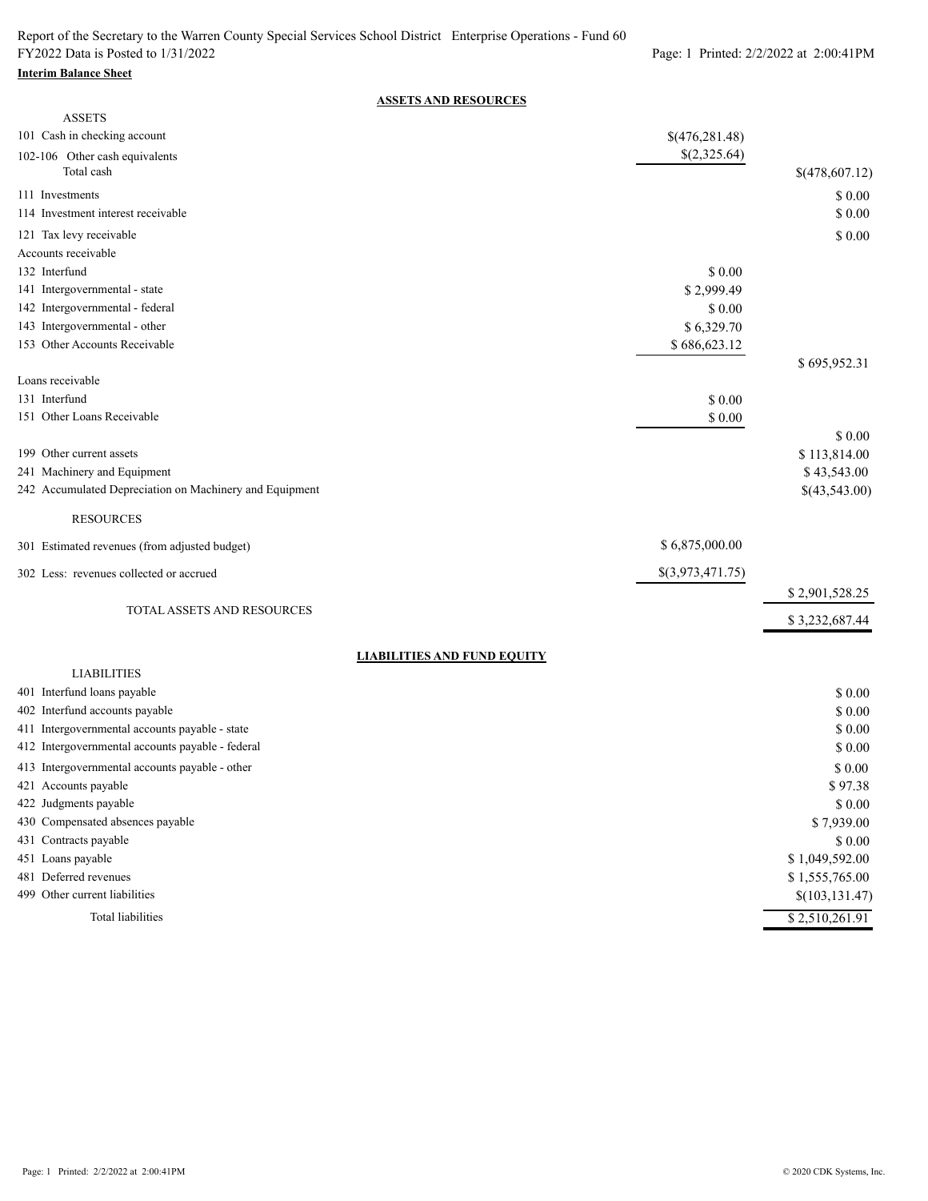Report of the Secretary to the Warren County Special Services School District Enterprise Operations - Fund 60
FY2022 Data is Posted to 1/31/2022

**Interim Balance Sheet**

## ASSETS AND RESOURCES

| | | |
|---|---|---|
| **ASSETS** | | |
| 101 Cash in checking account | $(476,281.48) | |
| 102-106 Other cash equivalents | $(2,325.64) | |
| Total cash | | $(478,607.12) |
| 111 Investments | | $ 0.00 |
| 114 Investment interest receivable | | $ 0.00 |
| 121 Tax levy receivable | | $ 0.00 |
| Accounts receivable | | |
| 132 Interfund | $ 0.00 | |
| 141 Intergovernmental - state | $ 2,999.49 | |
| 142 Intergovernmental - federal | $ 0.00 | |
| 143 Intergovernmental - other | $ 6,329.70 | |
| 153 Other Accounts Receivable | $ 686,623.12 | |
| | | $ 695,952.31 |
| Loans receivable | | |
| 131 Interfund | $ 0.00 | |
| 151 Other Loans Receivable | $ 0.00 | |
| | | $ 0.00 |
| 199 Other current assets | | $ 113,814.00 |
| 241 Machinery and Equipment | | $ 43,543.00 |
| 242 Accumulated Depreciation on Machinery and Equipment | | $(43,543.00) |
| **RESOURCES** | | |
| 301 Estimated revenues (from adjusted budget) | $ 6,875,000.00 | |
| 302 Less: revenues collected or accrued | $(3,973,471.75) | |
| | | $ 2,901,528.25 |
| TOTAL ASSETS AND RESOURCES | | $ 3,232,687.44 |

## LIABILITIES AND FUND EQUITY

| | |
|---|---|
| **LIABILITIES** | |
| 401 Interfund loans payable | $ 0.00 |
| 402 Interfund accounts payable | $ 0.00 |
| 411 Intergovernmental accounts payable - state | $ 0.00 |
| 412 Intergovernmental accounts payable - federal | $ 0.00 |
| 413 Intergovernmental accounts payable - other | $ 0.00 |
| 421 Accounts payable | $ 97.38 |
| 422 Judgments payable | $ 0.00 |
| 430 Compensated absences payable | $ 7,939.00 |
| 431 Contracts payable | $ 0.00 |
| 451 Loans payable | $ 1,049,592.00 |
| 481 Deferred revenues | $ 1,555,765.00 |
| 499 Other current liabilities | $(103,131.47) |
| Total liabilities | $ 2,510,261.91 |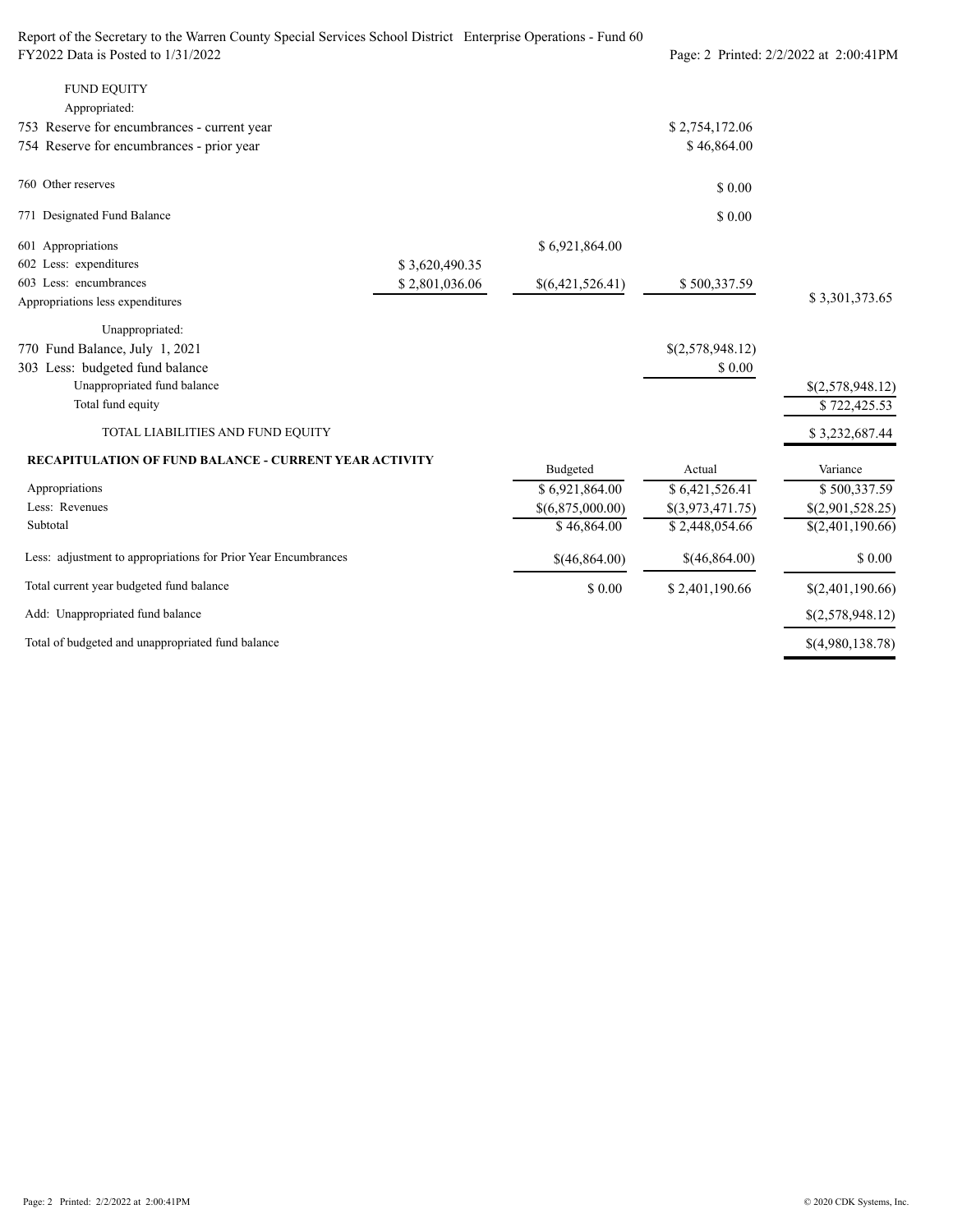Report of the Secretary to the Warren County Special Services School District Enterprise Operations - Fund 60
FY2022 Data is Posted to 1/31/2022

| | | | | |
|---|---|---|---|---|
| FUND EQUITY | | | | |
| Appropriated: | | | | |
| 753 Reserve for encumbrances - current year | | | $ 2,754,172.06 | |
| 754 Reserve for encumbrances - prior year | | | $ 46,864.00 | |
| 760 Other reserves | | | $ 0.00 | |
| 771 Designated Fund Balance | | | $ 0.00 | |
| 601 Appropriations | | $ 6,921,864.00 | | |
| 602 Less: expenditures | $ 3,620,490.35 | | | |
| 603 Less: encumbrances | $ 2,801,036.06 | $(6,421,526.41) | $ 500,337.59 | |
| Appropriations less expenditures | | | | $ 3,301,373.65 |
| Unappropriated: | | | | |
| 770 Fund Balance, July 1, 2021 | | | $(2,578,948.12) | |
| 303 Less: budgeted fund balance | | | $ 0.00 | |
| Unappropriated fund balance | | | | $(2,578,948.12) |
| Total fund equity | | | | $ 722,425.53 |
| TOTAL LIABILITIES AND FUND EQUITY | | | | $ 3,232,687.44 |

**RECAPITULATION OF FUND BALANCE - CURRENT YEAR ACTIVITY**

| | Budgeted | Actual | Variance |
|---|---|---|---|
| Appropriations | $ 6,921,864.00 | $ 6,421,526.41 | $ 500,337.59 |
| Less: Revenues | $(6,875,000.00) | $(3,973,471.75) | $(2,901,528.25) |
| Subtotal | $ 46,864.00 | $ 2,448,054.66 | $(2,401,190.66) |
| Less: adjustment to appropriations for Prior Year Encumbrances | $(46,864.00) | $(46,864.00) | $ 0.00 |
| Total current year budgeted fund balance | $ 0.00 | $ 2,401,190.66 | $(2,401,190.66) |
| Add: Unappropriated fund balance | | | $(2,578,948.12) |
| Total of budgeted and unappropriated fund balance | | | $(4,980,138.78) |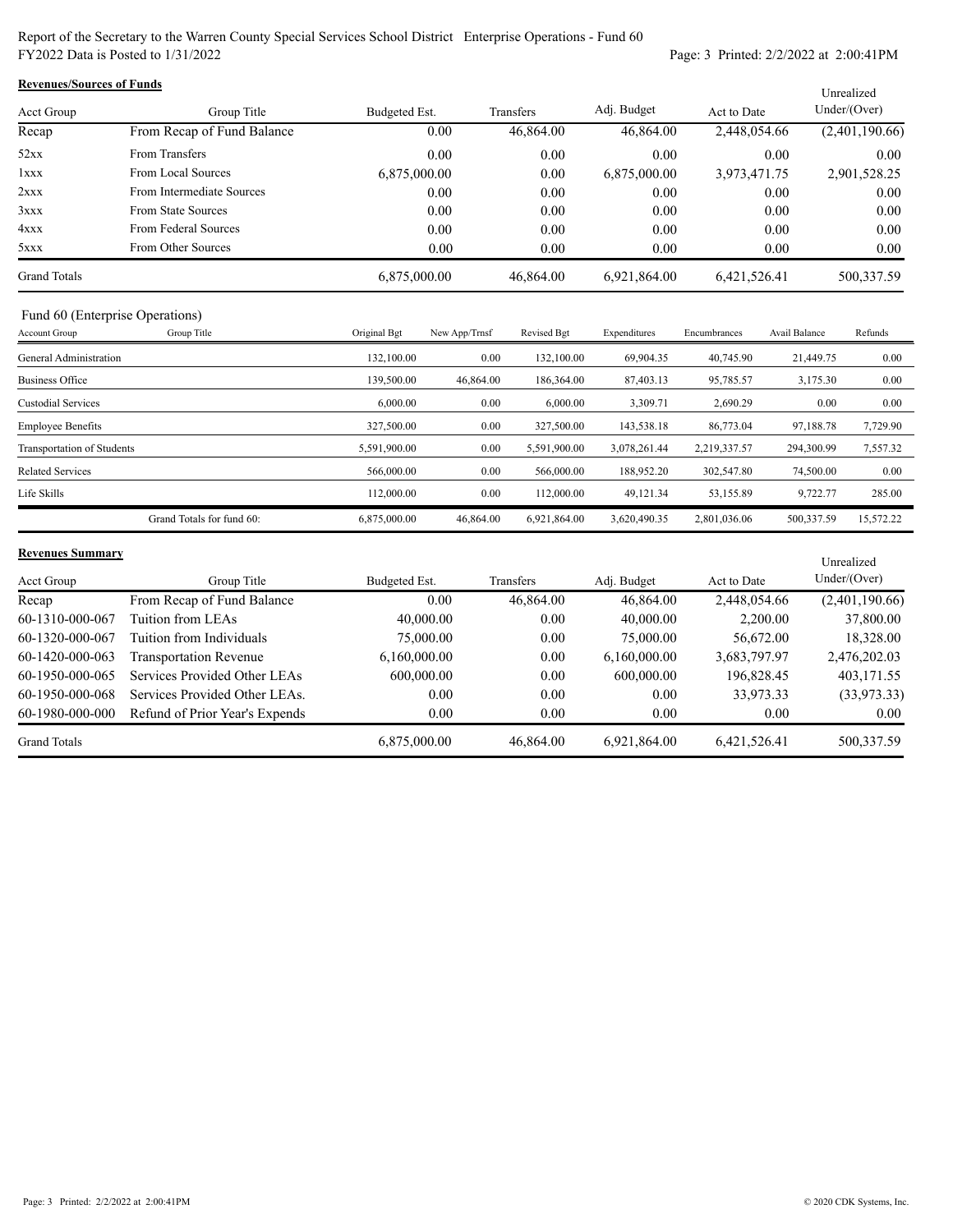Report of the Secretary to the Warren County Special Services School District Enterprise Operations - Fund 60
FY2022 Data is Posted to 1/31/2022

**Revenues/Sources of Funds**

| Acct Group | Group Title | Budgeted Est. | Transfers | Adj. Budget | Act to Date | Unrealized Under/(Over) |
|---|---|---|---|---|---|---|
| Recap | From Recap of Fund Balance | 0.00 | 46,864.00 | 46,864.00 | 2,448,054.66 | (2,401,190.66) |
| 52xx | From Transfers | 0.00 | 0.00 | 0.00 | 0.00 | 0.00 |
| 1xxx | From Local Sources | 6,875,000.00 | 0.00 | 6,875,000.00 | 3,973,471.75 | 2,901,528.25 |
| 2xxx | From Intermediate Sources | 0.00 | 0.00 | 0.00 | 0.00 | 0.00 |
| 3xxx | From State Sources | 0.00 | 0.00 | 0.00 | 0.00 | 0.00 |
| 4xxx | From Federal Sources | 0.00 | 0.00 | 0.00 | 0.00 | 0.00 |
| 5xxx | From Other Sources | 0.00 | 0.00 | 0.00 | 0.00 | 0.00 |
| Grand Totals | | 6,875,000.00 | 46,864.00 | 6,921,864.00 | 6,421,526.41 | 500,337.59 |

Fund 60 (Enterprise Operations)

| Account Group | Group Title | Original Bgt | New App/Trnsf | Revised Bgt | Expenditures | Encumbrances | Avail Balance | Refunds |
|---|---|---|---|---|---|---|---|---|
| General Administration | | 132,100.00 | 0.00 | 132,100.00 | 69,904.35 | 40,745.90 | 21,449.75 | 0.00 |
| Business Office | | 139,500.00 | 46,864.00 | 186,364.00 | 87,403.13 | 95,785.57 | 3,175.30 | 0.00 |
| Custodial Services | | 6,000.00 | 0.00 | 6,000.00 | 3,309.71 | 2,690.29 | 0.00 | 0.00 |
| Employee Benefits | | 327,500.00 | 0.00 | 327,500.00 | 143,538.18 | 86,773.04 | 97,188.78 | 7,729.90 |
| Transportation of Students | | 5,591,900.00 | 0.00 | 5,591,900.00 | 3,078,261.44 | 2,219,337.57 | 294,300.99 | 7,557.32 |
| Related Services | | 566,000.00 | 0.00 | 566,000.00 | 188,952.20 | 302,547.80 | 74,500.00 | 0.00 |
| Life Skills | | 112,000.00 | 0.00 | 112,000.00 | 49,121.34 | 53,155.89 | 9,722.77 | 285.00 |
| | Grand Totals for fund 60: | 6,875,000.00 | 46,864.00 | 6,921,864.00 | 3,620,490.35 | 2,801,036.06 | 500,337.59 | 15,572.22 |

**Revenues Summary**

| Acct Group | Group Title | Budgeted Est. | Transfers | Adj. Budget | Act to Date | Unrealized Under/(Over) |
|---|---|---|---|---|---|---|
| Recap | From Recap of Fund Balance | 0.00 | 46,864.00 | 46,864.00 | 2,448,054.66 | (2,401,190.66) |
| 60-1310-000-067 | Tuition from LEAs | 40,000.00 | 0.00 | 40,000.00 | 2,200.00 | 37,800.00 |
| 60-1320-000-067 | Tuition from Individuals | 75,000.00 | 0.00 | 75,000.00 | 56,672.00 | 18,328.00 |
| 60-1420-000-063 | Transportation Revenue | 6,160,000.00 | 0.00 | 6,160,000.00 | 3,683,797.97 | 2,476,202.03 |
| 60-1950-000-065 | Services Provided Other LEAs | 600,000.00 | 0.00 | 600,000.00 | 196,828.45 | 403,171.55 |
| 60-1950-000-068 | Services Provided Other LEAs. | 0.00 | 0.00 | 0.00 | 33,973.33 | (33,973.33) |
| 60-1980-000-000 | Refund of Prior Year's Expends | 0.00 | 0.00 | 0.00 | 0.00 | 0.00 |
| Grand Totals | | 6,875,000.00 | 46,864.00 | 6,921,864.00 | 6,421,526.41 | 500,337.59 |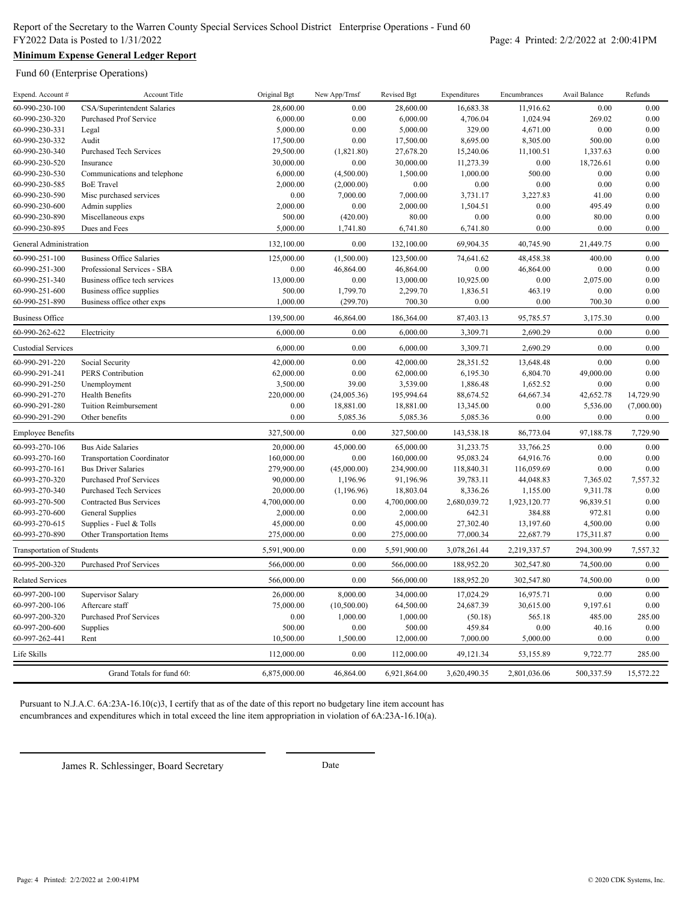Report of the Secretary to the Warren County Special Services School District Enterprise Operations - Fund 60
FY2022 Data is Posted to 1/31/2022

**Minimum Expense General Ledger Report**

Fund 60 (Enterprise Operations)

| Expend. Account # | Account Title | Original Bgt | New App/Trnsf | Revised Bgt | Expenditures | Encumbrances | Avail Balance | Refunds |
|---|---|---|---|---|---|---|---|---|
| 60-990-230-100 | CSA/Superintendent Salaries | 28,600.00 | 0.00 | 28,600.00 | 16,683.38 | 11,916.62 | 0.00 | 0.00 |
| 60-990-230-320 | Purchased Prof Service | 6,000.00 | 0.00 | 6,000.00 | 4,706.04 | 1,024.94 | 269.02 | 0.00 |
| 60-990-230-331 | Legal | 5,000.00 | 0.00 | 5,000.00 | 329.00 | 4,671.00 | 0.00 | 0.00 |
| 60-990-230-332 | Audit | 17,500.00 | 0.00 | 17,500.00 | 8,695.00 | 8,305.00 | 500.00 | 0.00 |
| 60-990-230-340 | Purchased Tech Services | 29,500.00 | (1,821.80) | 27,678.20 | 15,240.06 | 11,100.51 | 1,337.63 | 0.00 |
| 60-990-230-520 | Insurance | 30,000.00 | 0.00 | 30,000.00 | 11,273.39 | 0.00 | 18,726.61 | 0.00 |
| 60-990-230-530 | Communications and telephone | 6,000.00 | (4,500.00) | 1,500.00 | 1,000.00 | 500.00 | 0.00 | 0.00 |
| 60-990-230-585 | BoE Travel | 2,000.00 | (2,000.00) | 0.00 | 0.00 | 0.00 | 0.00 | 0.00 |
| 60-990-230-590 | Misc purchased services | 0.00 | 7,000.00 | 7,000.00 | 3,731.17 | 3,227.83 | 41.00 | 0.00 |
| 60-990-230-600 | Admin supplies | 2,000.00 | 0.00 | 2,000.00 | 1,504.51 | 0.00 | 495.49 | 0.00 |
| 60-990-230-890 | Miscellaneous exps | 500.00 | (420.00) | 80.00 | 0.00 | 0.00 | 80.00 | 0.00 |
| 60-990-230-895 | Dues and Fees | 5,000.00 | 1,741.80 | 6,741.80 | 6,741.80 | 0.00 | 0.00 | 0.00 |
| General Administration | | 132,100.00 | 0.00 | 132,100.00 | 69,904.35 | 40,745.90 | 21,449.75 | 0.00 |
| 60-990-251-100 | Business Office Salaries | 125,000.00 | (1,500.00) | 123,500.00 | 74,641.62 | 48,458.38 | 400.00 | 0.00 |
| 60-990-251-300 | Professional Services - SBA | 0.00 | 46,864.00 | 46,864.00 | 0.00 | 46,864.00 | 0.00 | 0.00 |
| 60-990-251-340 | Business office tech services | 13,000.00 | 0.00 | 13,000.00 | 10,925.00 | 0.00 | 2,075.00 | 0.00 |
| 60-990-251-600 | Business office supplies | 500.00 | 1,799.70 | 2,299.70 | 1,836.51 | 463.19 | 0.00 | 0.00 |
| 60-990-251-890 | Business office other exps | 1,000.00 | (299.70) | 700.30 | 0.00 | 0.00 | 700.30 | 0.00 |
| Business Office | | 139,500.00 | 46,864.00 | 186,364.00 | 87,403.13 | 95,785.57 | 3,175.30 | 0.00 |
| 60-990-262-622 | Electricity | 6,000.00 | 0.00 | 6,000.00 | 3,309.71 | 2,690.29 | 0.00 | 0.00 |
| Custodial Services | | 6,000.00 | 0.00 | 6,000.00 | 3,309.71 | 2,690.29 | 0.00 | 0.00 |
| 60-990-291-220 | Social Security | 42,000.00 | 0.00 | 42,000.00 | 28,351.52 | 13,648.48 | 0.00 | 0.00 |
| 60-990-291-241 | PERS Contribution | 62,000.00 | 0.00 | 62,000.00 | 6,195.30 | 6,804.70 | 49,000.00 | 0.00 |
| 60-990-291-250 | Unemployment | 3,500.00 | 39.00 | 3,539.00 | 1,886.48 | 1,652.52 | 0.00 | 0.00 |
| 60-990-291-270 | Health Benefits | 220,000.00 | (24,005.36) | 195,994.64 | 88,674.52 | 64,667.34 | 42,652.78 | 14,729.90 |
| 60-990-291-280 | Tuition Reimbursement | 0.00 | 18,881.00 | 18,881.00 | 13,345.00 | 0.00 | 5,536.00 | (7,000.00) |
| 60-990-291-290 | Other benefits | 0.00 | 5,085.36 | 5,085.36 | 5,085.36 | 0.00 | 0.00 | 0.00 |
| Employee Benefits | | 327,500.00 | 0.00 | 327,500.00 | 143,538.18 | 86,773.04 | 97,188.78 | 7,729.90 |
| 60-993-270-106 | Bus Aide Salaries | 20,000.00 | 45,000.00 | 65,000.00 | 31,233.75 | 33,766.25 | 0.00 | 0.00 |
| 60-993-270-160 | Transportation Coordinator | 160,000.00 | 0.00 | 160,000.00 | 95,083.24 | 64,916.76 | 0.00 | 0.00 |
| 60-993-270-161 | Bus Driver Salaries | 279,900.00 | (45,000.00) | 234,900.00 | 118,840.31 | 116,059.69 | 0.00 | 0.00 |
| 60-993-270-320 | Purchased Prof Services | 90,000.00 | 1,196.96 | 91,196.96 | 39,783.11 | 44,048.83 | 7,365.02 | 7,557.32 |
| 60-993-270-340 | Purchased Tech Services | 20,000.00 | (1,196.96) | 18,803.04 | 8,336.26 | 1,155.00 | 9,311.78 | 0.00 |
| 60-993-270-500 | Contracted Bus Services | 4,700,000.00 | 0.00 | 4,700,000.00 | 2,680,039.72 | 1,923,120.77 | 96,839.51 | 0.00 |
| 60-993-270-600 | General Supplies | 2,000.00 | 0.00 | 2,000.00 | 642.31 | 384.88 | 972.81 | 0.00 |
| 60-993-270-615 | Supplies - Fuel & Tolls | 45,000.00 | 0.00 | 45,000.00 | 27,302.40 | 13,197.60 | 4,500.00 | 0.00 |
| 60-993-270-890 | Other Transportation Items | 275,000.00 | 0.00 | 275,000.00 | 77,000.34 | 22,687.79 | 175,311.87 | 0.00 |
| Transportation of Students | | 5,591,900.00 | 0.00 | 5,591,900.00 | 3,078,261.44 | 2,219,337.57 | 294,300.99 | 7,557.32 |
| 60-995-200-320 | Purchased Prof Services | 566,000.00 | 0.00 | 566,000.00 | 188,952.20 | 302,547.80 | 74,500.00 | 0.00 |
| Related Services | | 566,000.00 | 0.00 | 566,000.00 | 188,952.20 | 302,547.80 | 74,500.00 | 0.00 |
| 60-997-200-100 | Supervisor Salary | 26,000.00 | 8,000.00 | 34,000.00 | 17,024.29 | 16,975.71 | 0.00 | 0.00 |
| 60-997-200-106 | Aftercare staff | 75,000.00 | (10,500.00) | 64,500.00 | 24,687.39 | 30,615.00 | 9,197.61 | 0.00 |
| 60-997-200-320 | Purchased Prof Services | 0.00 | 1,000.00 | 1,000.00 | (50.18) | 565.18 | 485.00 | 285.00 |
| 60-997-200-600 | Supplies | 500.00 | 0.00 | 500.00 | 459.84 | 0.00 | 40.16 | 0.00 |
| 60-997-262-441 | Rent | 10,500.00 | 1,500.00 | 12,000.00 | 7,000.00 | 5,000.00 | 0.00 | 0.00 |
| Life Skills | | 112,000.00 | 0.00 | 112,000.00 | 49,121.34 | 53,155.89 | 9,722.77 | 285.00 |
| | Grand Totals for fund 60: | 6,875,000.00 | 46,864.00 | 6,921,864.00 | 3,620,490.35 | 2,801,036.06 | 500,337.59 | 15,572.22 |

Pursuant to N.J.A.C. 6A:23A-16.10(c)3, I certify that as of the date of this report no budgetary line item account has encumbrances and expenditures which in total exceed the line item appropriation in violation of 6A:23A-16.10(a).

James R. Schlessinger, Board Secretary

Date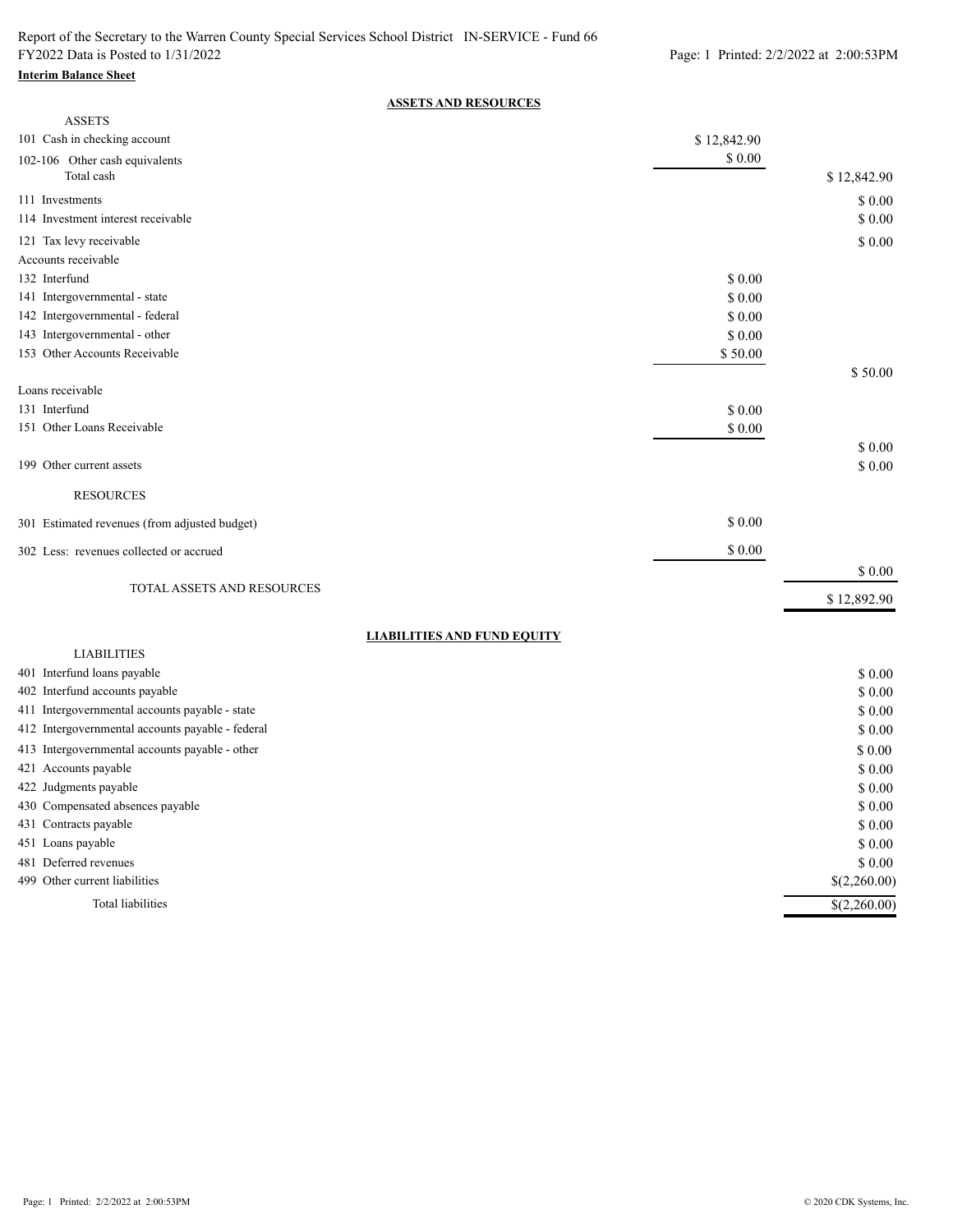Report of the Secretary to the Warren County Special Services School District IN-SERVICE - Fund 66
FY2022 Data is Posted to 1/31/2022

**Interim Balance Sheet**

## ASSETS AND RESOURCES

| | | |
|---|---|---|
| ASSETS | | |
| 101 Cash in checking account | $ 12,842.90 | |
| 102-106 Other cash equivalents | $ 0.00 | |
| Total cash | | $ 12,842.90 |
| 111 Investments | | $ 0.00 |
| 114 Investment interest receivable | | $ 0.00 |
| 121 Tax levy receivable | | $ 0.00 |
| Accounts receivable | | |
| 132 Interfund | $ 0.00 | |
| 141 Intergovernmental - state | $ 0.00 | |
| 142 Intergovernmental - federal | $ 0.00 | |
| 143 Intergovernmental - other | $ 0.00 | |
| 153 Other Accounts Receivable | $ 50.00 | |
| | | $ 50.00 |
| Loans receivable | | |
| 131 Interfund | $ 0.00 | |
| 151 Other Loans Receivable | $ 0.00 | |
| | | $ 0.00 |
| 199 Other current assets | | $ 0.00 |
| RESOURCES | | |
| 301 Estimated revenues (from adjusted budget) | $ 0.00 | |
| 302 Less: revenues collected or accrued | $ 0.00 | |
| | | $ 0.00 |
| TOTAL ASSETS AND RESOURCES | | $ 12,892.90 |

## LIABILITIES AND FUND EQUITY

| | |
|---|---|
| LIABILITIES | |
| 401 Interfund loans payable | $ 0.00 |
| 402 Interfund accounts payable | $ 0.00 |
| 411 Intergovernmental accounts payable - state | $ 0.00 |
| 412 Intergovernmental accounts payable - federal | $ 0.00 |
| 413 Intergovernmental accounts payable - other | $ 0.00 |
| 421 Accounts payable | $ 0.00 |
| 422 Judgments payable | $ 0.00 |
| 430 Compensated absences payable | $ 0.00 |
| 431 Contracts payable | $ 0.00 |
| 451 Loans payable | $ 0.00 |
| 481 Deferred revenues | $ 0.00 |
| 499 Other current liabilities | $(2,260.00) |
| Total liabilities | $(2,260.00) |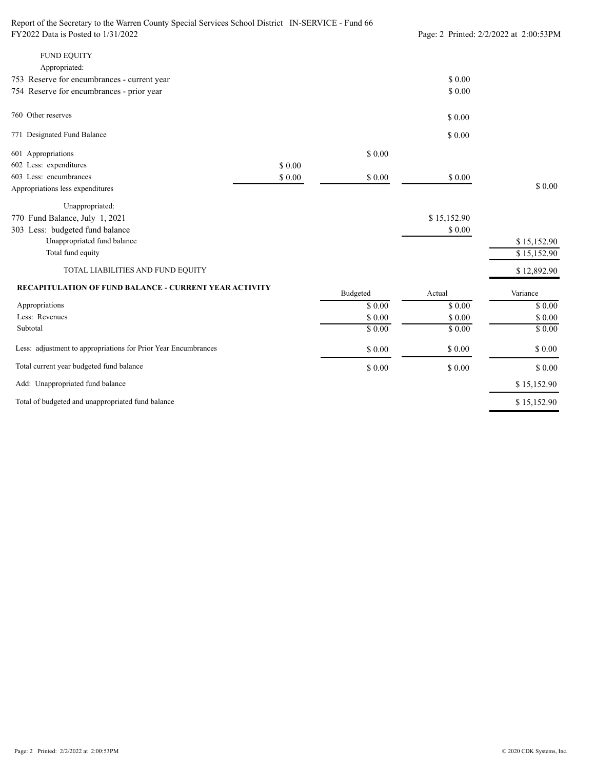| | | | | |
|---|---|---|---|---|
| FUND EQUITY | | | | |
| Appropriated: | | | | |
| 753 Reserve for encumbrances - current year | | | $ 0.00 | |
| 754 Reserve for encumbrances - prior year | | | $ 0.00 | |
| 760 Other reserves | | | $ 0.00 | |
| 771 Designated Fund Balance | | | $ 0.00 | |
| 601 Appropriations | | $ 0.00 | | |
| 602 Less: expenditures | $ 0.00 | | | |
| 603 Less: encumbrances | $ 0.00 | $ 0.00 | $ 0.00 | |
| Appropriations less expenditures | | | | $ 0.00 |
| Unappropriated: | | | | |
| 770 Fund Balance, July 1, 2021 | | | $ 15,152.90 | |
| 303 Less: budgeted fund balance | | | $ 0.00 | |
| Unappropriated fund balance | | | | $ 15,152.90 |
| Total fund equity | | | | $ 15,152.90 |
| TOTAL LIABILITIES AND FUND EQUITY | | | | $ 12,892.90 |

**RECAPITULATION OF FUND BALANCE - CURRENT YEAR ACTIVITY**

| | Budgeted | Actual | Variance |
|---|---|---|---|
| Appropriations | $ 0.00 | $ 0.00 | $ 0.00 |
| Less: Revenues | $ 0.00 | $ 0.00 | $ 0.00 |
| Subtotal | $ 0.00 | $ 0.00 | $ 0.00 |
| Less: adjustment to appropriations for Prior Year Encumbrances | $ 0.00 | $ 0.00 | $ 0.00 |
| Total current year budgeted fund balance | $ 0.00 | $ 0.00 | $ 0.00 |
| Add: Unappropriated fund balance | | | $ 15,152.90 |
| Total of budgeted and unappropriated fund balance | | | $ 15,152.90 |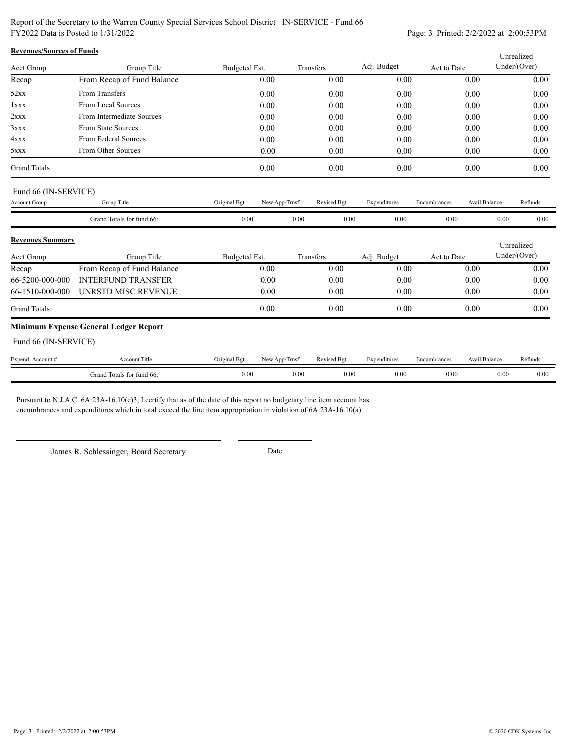Report of the Secretary to the Warren County Special Services School District IN-SERVICE - Fund 66
FY2022 Data is Posted to 1/31/2022

**Revenues/Sources of Funds**

| Acct Group | Group Title | Budgeted Est. | Transfers | Adj. Budget | Act to Date | Unrealized Under/(Over) |
|---|---|---|---|---|---|---|
| Recap | From Recap of Fund Balance | 0.00 | 0.00 | 0.00 | 0.00 | 0.00 |
| 52xx | From Transfers | 0.00 | 0.00 | 0.00 | 0.00 | 0.00 |
| 1xxx | From Local Sources | 0.00 | 0.00 | 0.00 | 0.00 | 0.00 |
| 2xxx | From Intermediate Sources | 0.00 | 0.00 | 0.00 | 0.00 | 0.00 |
| 3xxx | From State Sources | 0.00 | 0.00 | 0.00 | 0.00 | 0.00 |
| 4xxx | From Federal Sources | 0.00 | 0.00 | 0.00 | 0.00 | 0.00 |
| 5xxx | From Other Sources | 0.00 | 0.00 | 0.00 | 0.00 | 0.00 |
| Grand Totals | | 0.00 | 0.00 | 0.00 | 0.00 | 0.00 |

Fund 66 (IN-SERVICE)

| Account Group | Group Title | Original Bgt | New App/Trnsf | Revised Bgt | Expenditures | Encumbrances | Avail Balance | Refunds |
|---|---|---|---|---|---|---|---|---|
| | Grand Totals for fund 66: | 0.00 | 0.00 | 0.00 | 0.00 | 0.00 | 0.00 | 0.00 |

**Revenues Summary**

| Acct Group | Group Title | Budgeted Est. | Transfers | Adj. Budget | Act to Date | Unrealized Under/(Over) |
|---|---|---|---|---|---|---|
| Recap | From Recap of Fund Balance | 0.00 | 0.00 | 0.00 | 0.00 | 0.00 |
| 66-5200-000-000 | INTERFUND TRANSFER | 0.00 | 0.00 | 0.00 | 0.00 | 0.00 |
| 66-1510-000-000 | UNRSTD MISC REVENUE | 0.00 | 0.00 | 0.00 | 0.00 | 0.00 |
| Grand Totals | | 0.00 | 0.00 | 0.00 | 0.00 | 0.00 |

**Minimum Expense General Ledger Report**

Fund 66 (IN-SERVICE)

| Expend. Account # | Account Title | Original Bgt | New App/Trnsf | Revised Bgt | Expenditures | Encumbrances | Avail Balance | Refunds |
|---|---|---|---|---|---|---|---|---|
| | Grand Totals for fund 66: | 0.00 | 0.00 | 0.00 | 0.00 | 0.00 | 0.00 | 0.00 |

Pursuant to N.J.A.C. 6A:23A-16.10(c)3, I certify that as of the date of this report no budgetary line item account has encumbrances and expenditures which in total exceed the line item appropriation in violation of 6A:23A-16.10(a).

James R. Schlessinger, Board Secretary

Date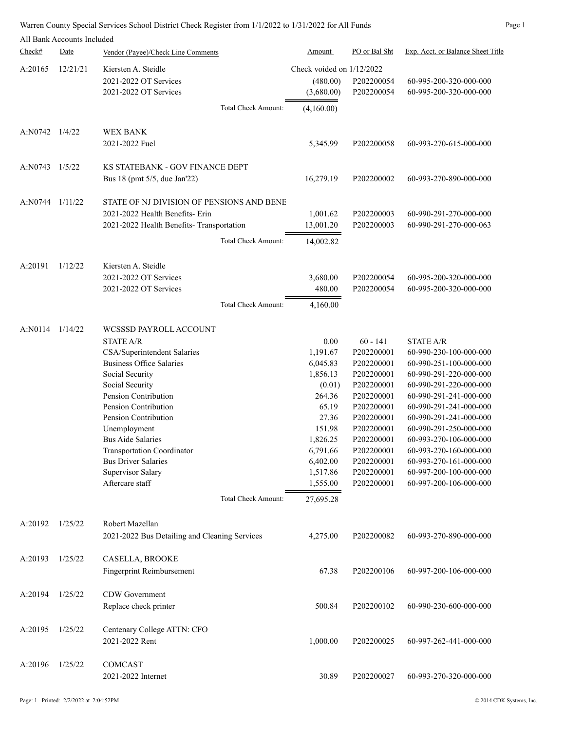Warren County Special Services School District Check Register from 1/1/2022 to 1/31/2022 for All Funds

All Bank Accounts Included

| Check# | Date | Vendor (Payee)/Check Line Comments | Amount | PO or Bal Sht | Exp. Acct. or Balance Sheet Title |
|---|---|---|---|---|---|
| A:20165 | 12/21/21 | Kiersten A. Steidle | Check voided on 1/12/2022 | | |
| | | 2021-2022 OT Services | (480.00) | P202200054 | 60-995-200-320-000-000 |
| | | 2021-2022 OT Services | (3,680.00) | P202200054 | 60-995-200-320-000-000 |
| | | Total Check Amount: | (4,160.00) | | |
| A:N0742 | 1/4/22 | WEX BANK | | | |
| | | 2021-2022 Fuel | 5,345.99 | P202200058 | 60-993-270-615-000-000 |
| A:N0743 | 1/5/22 | KS STATEBANK - GOV FINANCE DEPT | | | |
| | | Bus 18 (pmt 5/5, due Jan'22) | 16,279.19 | P202200002 | 60-993-270-890-000-000 |
| A:N0744 | 1/11/22 | STATE OF NJ DIVISION OF PENSIONS AND BENE | | | |
| | | 2021-2022 Health Benefits- Erin | 1,001.62 | P202200003 | 60-990-291-270-000-000 |
| | | 2021-2022 Health Benefits- Transportation | 13,001.20 | P202200003 | 60-990-291-270-000-063 |
| | | Total Check Amount: | 14,002.82 | | |
| A:20191 | 1/12/22 | Kiersten A. Steidle | | | |
| | | 2021-2022 OT Services | 3,680.00 | P202200054 | 60-995-200-320-000-000 |
| | | 2021-2022 OT Services | 480.00 | P202200054 | 60-995-200-320-000-000 |
| | | Total Check Amount: | 4,160.00 | | |
| A:N0114 | 1/14/22 | WCSSSD PAYROLL ACCOUNT | | | |
| | | STATE A/R | 0.00 | 60 - 141 | STATE A/R |
| | | CSA/Superintendent Salaries | 1,191.67 | P202200001 | 60-990-230-100-000-000 |
| | | Business Office Salaries | 6,045.83 | P202200001 | 60-990-251-100-000-000 |
| | | Social Security | 1,856.13 | P202200001 | 60-990-291-220-000-000 |
| | | Social Security | (0.01) | P202200001 | 60-990-291-220-000-000 |
| | | Pension Contribution | 264.36 | P202200001 | 60-990-291-241-000-000 |
| | | Pension Contribution | 65.19 | P202200001 | 60-990-291-241-000-000 |
| | | Pension Contribution | 27.36 | P202200001 | 60-990-291-241-000-000 |
| | | Unemployment | 151.98 | P202200001 | 60-990-291-250-000-000 |
| | | Bus Aide Salaries | 1,826.25 | P202200001 | 60-993-270-106-000-000 |
| | | Transportation Coordinator | 6,791.66 | P202200001 | 60-993-270-160-000-000 |
| | | Bus Driver Salaries | 6,402.00 | P202200001 | 60-993-270-161-000-000 |
| | | Supervisor Salary | 1,517.86 | P202200001 | 60-997-200-100-000-000 |
| | | Aftercare staff | 1,555.00 | P202200001 | 60-997-200-106-000-000 |
| | | Total Check Amount: | 27,695.28 | | |
| A:20192 | 1/25/22 | Robert Mazellan | | | |
| | | 2021-2022 Bus Detailing and Cleaning Services | 4,275.00 | P202200082 | 60-993-270-890-000-000 |
| A:20193 | 1/25/22 | CASELLA, BROOKE | | | |
| | | Fingerprint Reimbursement | 67.38 | P202200106 | 60-997-200-106-000-000 |
| A:20194 | 1/25/22 | CDW Government | | | |
| | | Replace check printer | 500.84 | P202200102 | 60-990-230-600-000-000 |
| A:20195 | 1/25/22 | Centenary College ATTN: CFO | | | |
| | | 2021-2022 Rent | 1,000.00 | P202200025 | 60-997-262-441-000-000 |
| A:20196 | 1/25/22 | COMCAST | | | |
| | | 2021-2022 Internet | 30.89 | P202200027 | 60-993-270-320-000-000 |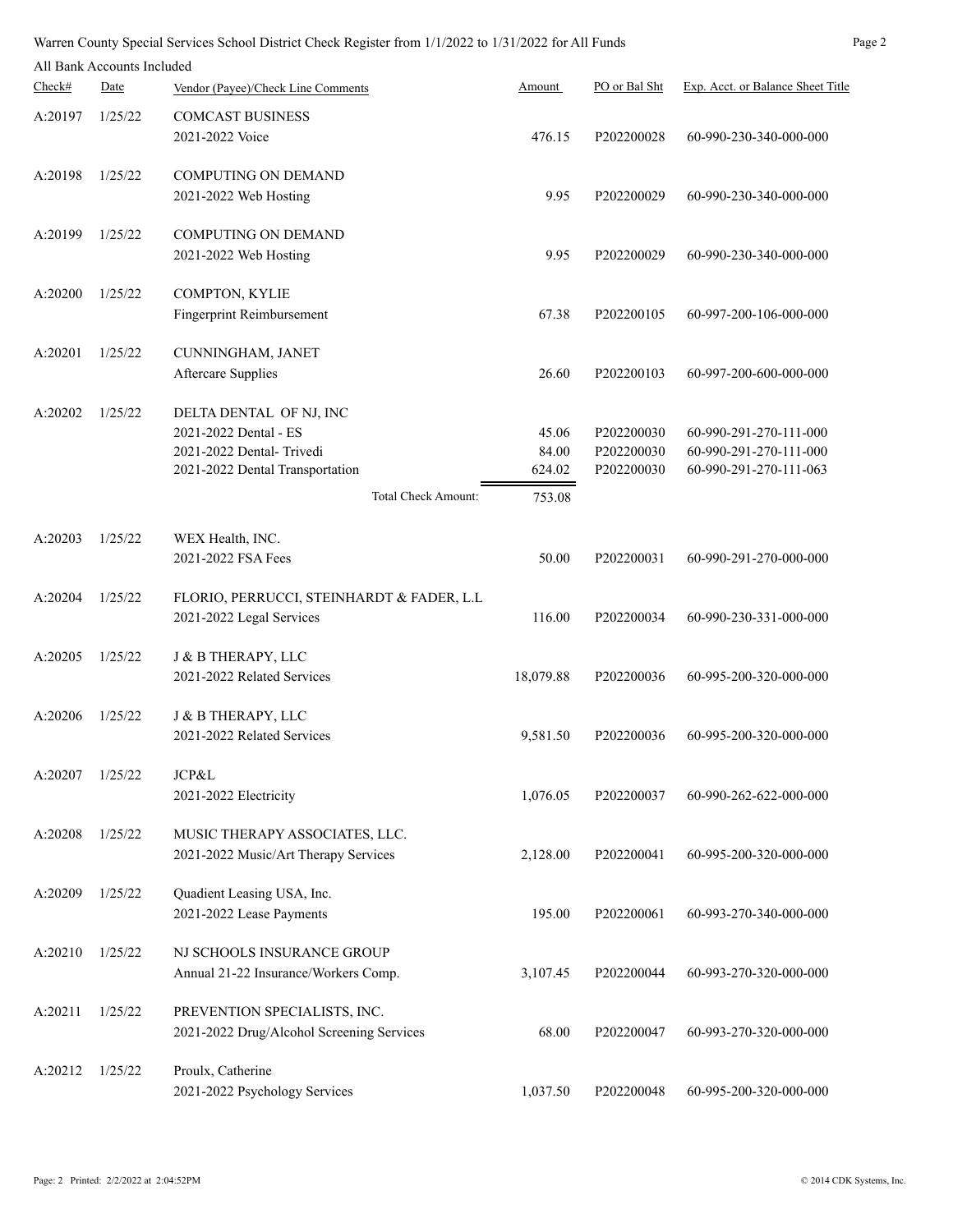Warren County Special Services School District Check Register from 1/1/2022 to 1/31/2022 for All Funds

All Bank Accounts Included

| Check# | Date | Vendor (Payee)/Check Line Comments | Amount | PO or Bal Sht | Exp. Acct. or Balance Sheet Title |
|---|---|---|---|---|---|
| A:20197 | 1/25/22 | COMCAST BUSINESS | | | |
| | | 2021-2022 Voice | 476.15 | P202200028 | 60-990-230-340-000-000 |
| A:20198 | 1/25/22 | COMPUTING ON DEMAND | | | |
| | | 2021-2022 Web Hosting | 9.95 | P202200029 | 60-990-230-340-000-000 |
| A:20199 | 1/25/22 | COMPUTING ON DEMAND | | | |
| | | 2021-2022 Web Hosting | 9.95 | P202200029 | 60-990-230-340-000-000 |
| A:20200 | 1/25/22 | COMPTON, KYLIE | | | |
| | | Fingerprint Reimbursement | 67.38 | P202200105 | 60-997-200-106-000-000 |
| A:20201 | 1/25/22 | CUNNINGHAM, JANET | | | |
| | | Aftercare Supplies | 26.60 | P202200103 | 60-997-200-600-000-000 |
| A:20202 | 1/25/22 | DELTA DENTAL OF NJ, INC | | | |
| | | 2021-2022 Dental - ES | 45.06 | P202200030 | 60-990-291-270-111-000 |
| | | 2021-2022 Dental- Trivedi | 84.00 | P202200030 | 60-990-291-270-111-000 |
| | | 2021-2022 Dental Transportation | 624.02 | P202200030 | 60-990-291-270-111-063 |
| | | Total Check Amount: | 753.08 | | |
| A:20203 | 1/25/22 | WEX Health, INC. | | | |
| | | 2021-2022 FSA Fees | 50.00 | P202200031 | 60-990-291-270-000-000 |
| A:20204 | 1/25/22 | FLORIO, PERRUCCI, STEINHARDT & FADER, L.L | | | |
| | | 2021-2022 Legal Services | 116.00 | P202200034 | 60-990-230-331-000-000 |
| A:20205 | 1/25/22 | J & B THERAPY, LLC | | | |
| | | 2021-2022 Related Services | 18,079.88 | P202200036 | 60-995-200-320-000-000 |
| A:20206 | 1/25/22 | J & B THERAPY, LLC | | | |
| | | 2021-2022 Related Services | 9,581.50 | P202200036 | 60-995-200-320-000-000 |
| A:20207 | 1/25/22 | JCP&L | | | |
| | | 2021-2022 Electricity | 1,076.05 | P202200037 | 60-990-262-622-000-000 |
| A:20208 | 1/25/22 | MUSIC THERAPY ASSOCIATES, LLC. | | | |
| | | 2021-2022 Music/Art Therapy Services | 2,128.00 | P202200041 | 60-995-200-320-000-000 |
| A:20209 | 1/25/22 | Quadient Leasing USA, Inc. | | | |
| | | 2021-2022 Lease Payments | 195.00 | P202200061 | 60-993-270-340-000-000 |
| A:20210 | 1/25/22 | NJ SCHOOLS INSURANCE GROUP | | | |
| | | Annual 21-22 Insurance/Workers Comp. | 3,107.45 | P202200044 | 60-993-270-320-000-000 |
| A:20211 | 1/25/22 | PREVENTION SPECIALISTS, INC. | | | |
| | | 2021-2022 Drug/Alcohol Screening Services | 68.00 | P202200047 | 60-993-270-320-000-000 |
| A:20212 | 1/25/22 | Proulx, Catherine | | | |
| | | 2021-2022 Psychology Services | 1,037.50 | P202200048 | 60-995-200-320-000-000 |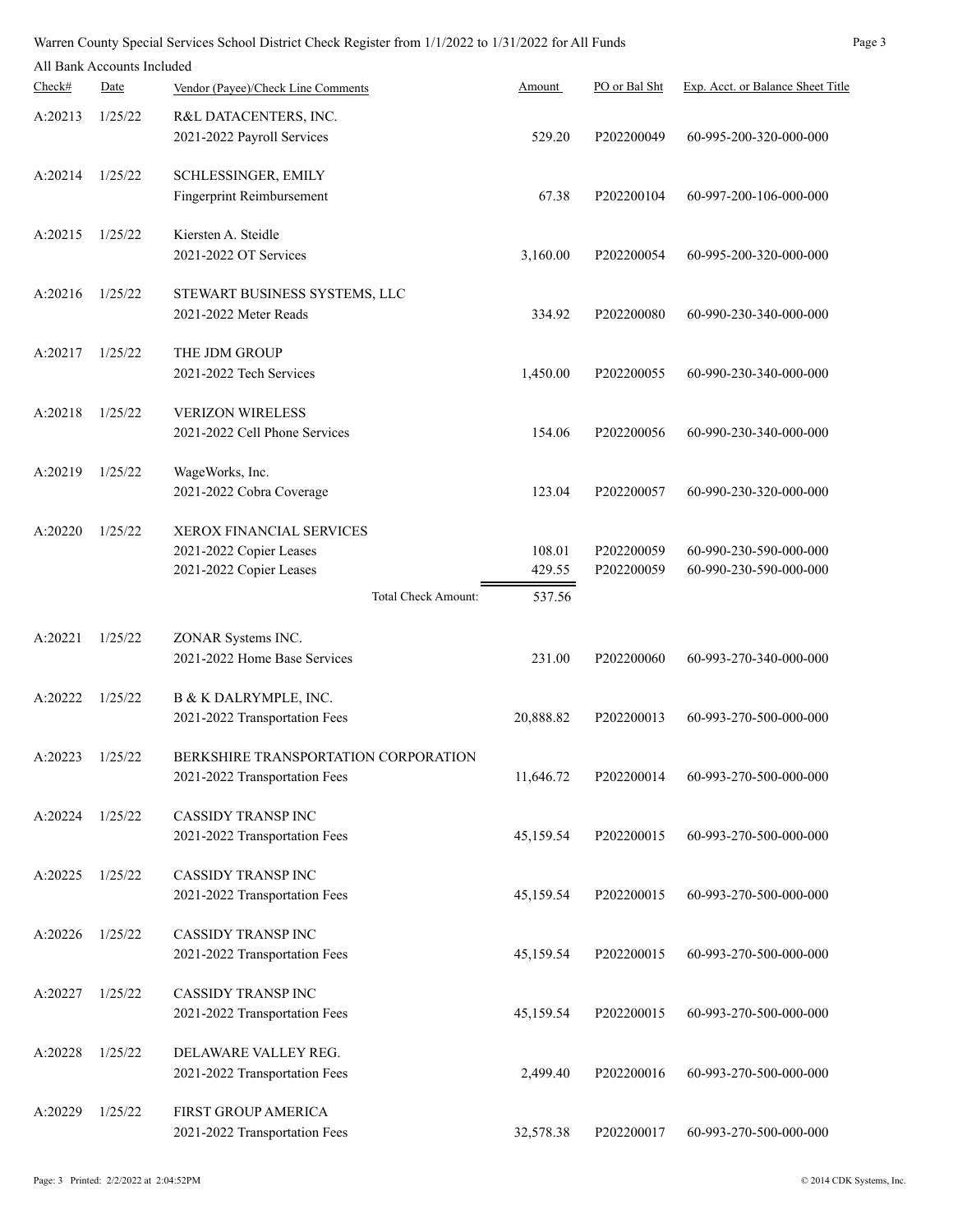Warren County Special Services School District Check Register from 1/1/2022 to 1/31/2022 for All Funds

All Bank Accounts Included

| Check# | Date | Vendor (Payee)/Check Line Comments | Amount | PO or Bal Sht | Exp. Acct. or Balance Sheet Title |
|---|---|---|---|---|---|
| A:20213 | 1/25/22 | R&L DATACENTERS, INC. | | | |
| | | 2021-2022 Payroll Services | 529.20 | P202200049 | 60-995-200-320-000-000 |
| A:20214 | 1/25/22 | SCHLESSINGER, EMILY | | | |
| | | Fingerprint Reimbursement | 67.38 | P202200104 | 60-997-200-106-000-000 |
| A:20215 | 1/25/22 | Kiersten A. Steidle | | | |
| | | 2021-2022 OT Services | 3,160.00 | P202200054 | 60-995-200-320-000-000 |
| A:20216 | 1/25/22 | STEWART BUSINESS SYSTEMS, LLC | | | |
| | | 2021-2022 Meter Reads | 334.92 | P202200080 | 60-990-230-340-000-000 |
| A:20217 | 1/25/22 | THE JDM GROUP | | | |
| | | 2021-2022 Tech Services | 1,450.00 | P202200055 | 60-990-230-340-000-000 |
| A:20218 | 1/25/22 | VERIZON WIRELESS | | | |
| | | 2021-2022 Cell Phone Services | 154.06 | P202200056 | 60-990-230-340-000-000 |
| A:20219 | 1/25/22 | WageWorks, Inc. | | | |
| | | 2021-2022 Cobra Coverage | 123.04 | P202200057 | 60-990-230-320-000-000 |
| A:20220 | 1/25/22 | XEROX FINANCIAL SERVICES | | | |
| | | 2021-2022 Copier Leases | 108.01 | P202200059 | 60-990-230-590-000-000 |
| | | 2021-2022 Copier Leases | 429.55 | P202200059 | 60-990-230-590-000-000 |
| | | Total Check Amount: | 537.56 | | |
| A:20221 | 1/25/22 | ZONAR Systems INC. | | | |
| | | 2021-2022 Home Base Services | 231.00 | P202200060 | 60-993-270-340-000-000 |
| A:20222 | 1/25/22 | B & K DALRYMPLE, INC. | | | |
| | | 2021-2022 Transportation Fees | 20,888.82 | P202200013 | 60-993-270-500-000-000 |
| A:20223 | 1/25/22 | BERKSHIRE TRANSPORTATION CORPORATION | | | |
| | | 2021-2022 Transportation Fees | 11,646.72 | P202200014 | 60-993-270-500-000-000 |
| A:20224 | 1/25/22 | CASSIDY TRANSP INC | | | |
| | | 2021-2022 Transportation Fees | 45,159.54 | P202200015 | 60-993-270-500-000-000 |
| A:20225 | 1/25/22 | CASSIDY TRANSP INC | | | |
| | | 2021-2022 Transportation Fees | 45,159.54 | P202200015 | 60-993-270-500-000-000 |
| A:20226 | 1/25/22 | CASSIDY TRANSP INC | | | |
| | | 2021-2022 Transportation Fees | 45,159.54 | P202200015 | 60-993-270-500-000-000 |
| A:20227 | 1/25/22 | CASSIDY TRANSP INC | | | |
| | | 2021-2022 Transportation Fees | 45,159.54 | P202200015 | 60-993-270-500-000-000 |
| A:20228 | 1/25/22 | DELAWARE VALLEY REG. | | | |
| | | 2021-2022 Transportation Fees | 2,499.40 | P202200016 | 60-993-270-500-000-000 |
| A:20229 | 1/25/22 | FIRST GROUP AMERICA | | | |
| | | 2021-2022 Transportation Fees | 32,578.38 | P202200017 | 60-993-270-500-000-000 |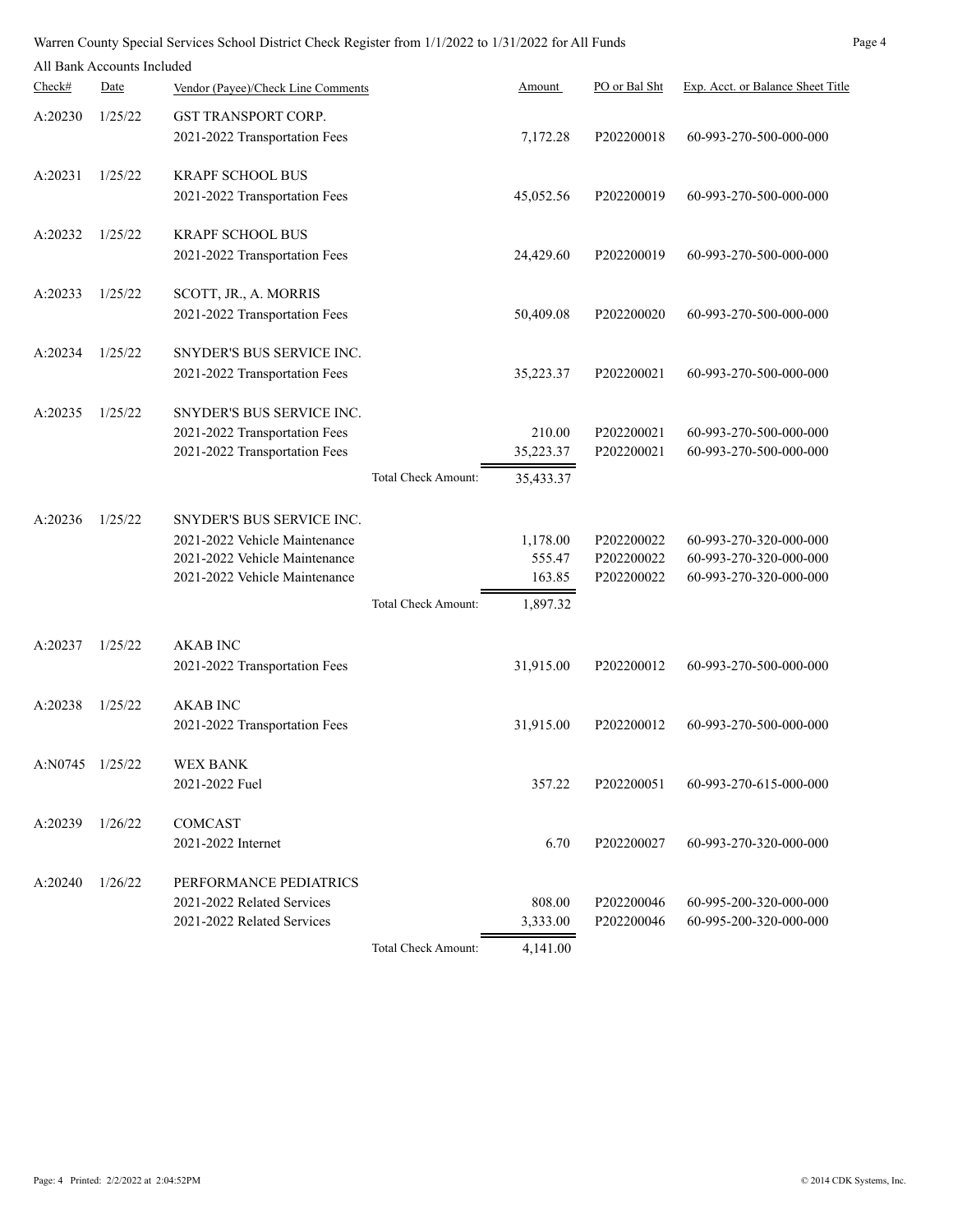Warren County Special Services School District Check Register from 1/1/2022 to 1/31/2022 for All Funds

All Bank Accounts Included

| Check# | Date | Vendor (Payee)/Check Line Comments | | Amount | PO or Bal Sht | Exp. Acct. or Balance Sheet Title |
|---|---|---|---|---|---|---|
| A:20230 | 1/25/22 | GST TRANSPORT CORP. | | | | |
| | | 2021-2022 Transportation Fees | | 7,172.28 | P202200018 | 60-993-270-500-000-000 |
| A:20231 | 1/25/22 | KRAPF SCHOOL BUS | | | | |
| | | 2021-2022 Transportation Fees | | 45,052.56 | P202200019 | 60-993-270-500-000-000 |
| A:20232 | 1/25/22 | KRAPF SCHOOL BUS | | | | |
| | | 2021-2022 Transportation Fees | | 24,429.60 | P202200019 | 60-993-270-500-000-000 |
| A:20233 | 1/25/22 | SCOTT, JR., A. MORRIS | | | | |
| | | 2021-2022 Transportation Fees | | 50,409.08 | P202200020 | 60-993-270-500-000-000 |
| A:20234 | 1/25/22 | SNYDER'S BUS SERVICE INC. | | | | |
| | | 2021-2022 Transportation Fees | | 35,223.37 | P202200021 | 60-993-270-500-000-000 |
| A:20235 | 1/25/22 | SNYDER'S BUS SERVICE INC. | | | | |
| | | 2021-2022 Transportation Fees | | 210.00 | P202200021 | 60-993-270-500-000-000 |
| | | 2021-2022 Transportation Fees | | 35,223.37 | P202200021 | 60-993-270-500-000-000 |
| | | | Total Check Amount: | 35,433.37 | | |
| A:20236 | 1/25/22 | SNYDER'S BUS SERVICE INC. | | | | |
| | | 2021-2022 Vehicle Maintenance | | 1,178.00 | P202200022 | 60-993-270-320-000-000 |
| | | 2021-2022 Vehicle Maintenance | | 555.47 | P202200022 | 60-993-270-320-000-000 |
| | | 2021-2022 Vehicle Maintenance | | 163.85 | P202200022 | 60-993-270-320-000-000 |
| | | | Total Check Amount: | 1,897.32 | | |
| A:20237 | 1/25/22 | AKAB INC | | | | |
| | | 2021-2022 Transportation Fees | | 31,915.00 | P202200012 | 60-993-270-500-000-000 |
| A:20238 | 1/25/22 | AKAB INC | | | | |
| | | 2021-2022 Transportation Fees | | 31,915.00 | P202200012 | 60-993-270-500-000-000 |
| A:N0745 | 1/25/22 | WEX BANK | | | | |
| | | 2021-2022 Fuel | | 357.22 | P202200051 | 60-993-270-615-000-000 |
| A:20239 | 1/26/22 | COMCAST | | | | |
| | | 2021-2022 Internet | | 6.70 | P202200027 | 60-993-270-320-000-000 |
| A:20240 | 1/26/22 | PERFORMANCE PEDIATRICS | | | | |
| | | 2021-2022 Related Services | | 808.00 | P202200046 | 60-995-200-320-000-000 |
| | | 2021-2022 Related Services | | 3,333.00 | P202200046 | 60-995-200-320-000-000 |
| | | | Total Check Amount: | 4,141.00 | | |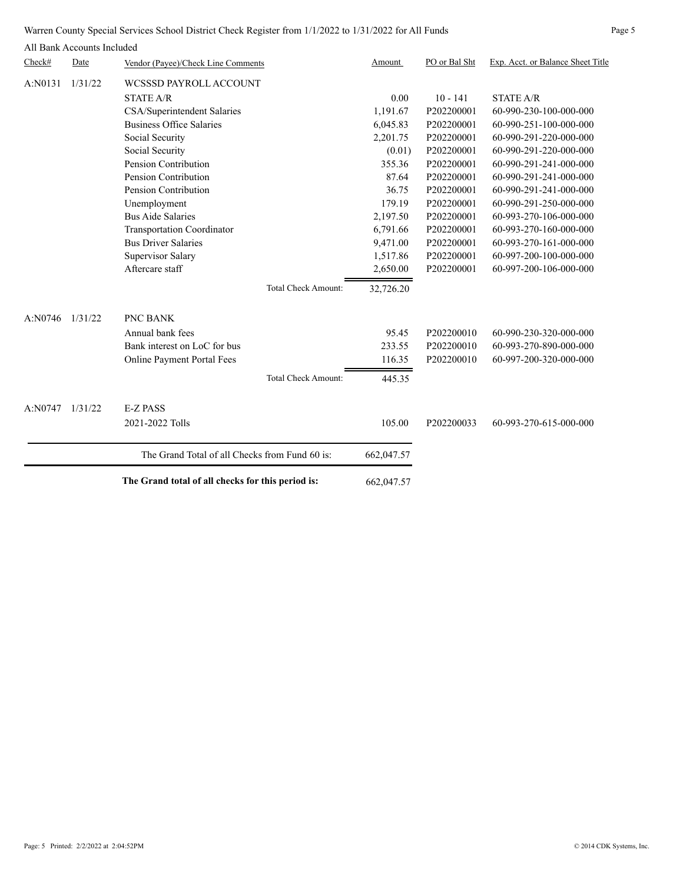Warren County Special Services School District Check Register from 1/1/2022 to 1/31/2022 for All Funds

All Bank Accounts Included

| Check# | Date | Vendor (Payee)/Check Line Comments | Amount | PO or Bal Sht | Exp. Acct. or Balance Sheet Title |
|---|---|---|---|---|---|
| A:N0131 | 1/31/22 | WCSSSD PAYROLL ACCOUNT | | | |
| | | STATE A/R | 0.00 | 10 - 141 | STATE A/R |
| | | CSA/Superintendent Salaries | 1,191.67 | P202200001 | 60-990-230-100-000-000 |
| | | Business Office Salaries | 6,045.83 | P202200001 | 60-990-251-100-000-000 |
| | | Social Security | 2,201.75 | P202200001 | 60-990-291-220-000-000 |
| | | Social Security | (0.01) | P202200001 | 60-990-291-220-000-000 |
| | | Pension Contribution | 355.36 | P202200001 | 60-990-291-241-000-000 |
| | | Pension Contribution | 87.64 | P202200001 | 60-990-291-241-000-000 |
| | | Pension Contribution | 36.75 | P202200001 | 60-990-291-241-000-000 |
| | | Unemployment | 179.19 | P202200001 | 60-990-291-250-000-000 |
| | | Bus Aide Salaries | 2,197.50 | P202200001 | 60-993-270-106-000-000 |
| | | Transportation Coordinator | 6,791.66 | P202200001 | 60-993-270-160-000-000 |
| | | Bus Driver Salaries | 9,471.00 | P202200001 | 60-993-270-161-000-000 |
| | | Supervisor Salary | 1,517.86 | P202200001 | 60-997-200-100-000-000 |
| | | Aftercare staff | 2,650.00 | P202200001 | 60-997-200-106-000-000 |
| | | Total Check Amount: | 32,726.20 | | |
| A:N0746 | 1/31/22 | PNC BANK | | | |
| | | Annual bank fees | 95.45 | P202200010 | 60-990-230-320-000-000 |
| | | Bank interest on LoC for bus | 233.55 | P202200010 | 60-993-270-890-000-000 |
| | | Online Payment Portal Fees | 116.35 | P202200010 | 60-997-200-320-000-000 |
| | | Total Check Amount: | 445.35 | | |
| A:N0747 | 1/31/22 | E-Z PASS | | | |
| | | 2021-2022 Tolls | 105.00 | P202200033 | 60-993-270-615-000-000 |
| | | The Grand Total of all Checks from Fund 60 is: | 662,047.57 | | |
| | | **The Grand total of all checks for this period is:** | 662,047.57 | | |

Page: 5 Printed: 2/2/2022 at 2:04:52PM

© 2014 CDK Systems, Inc.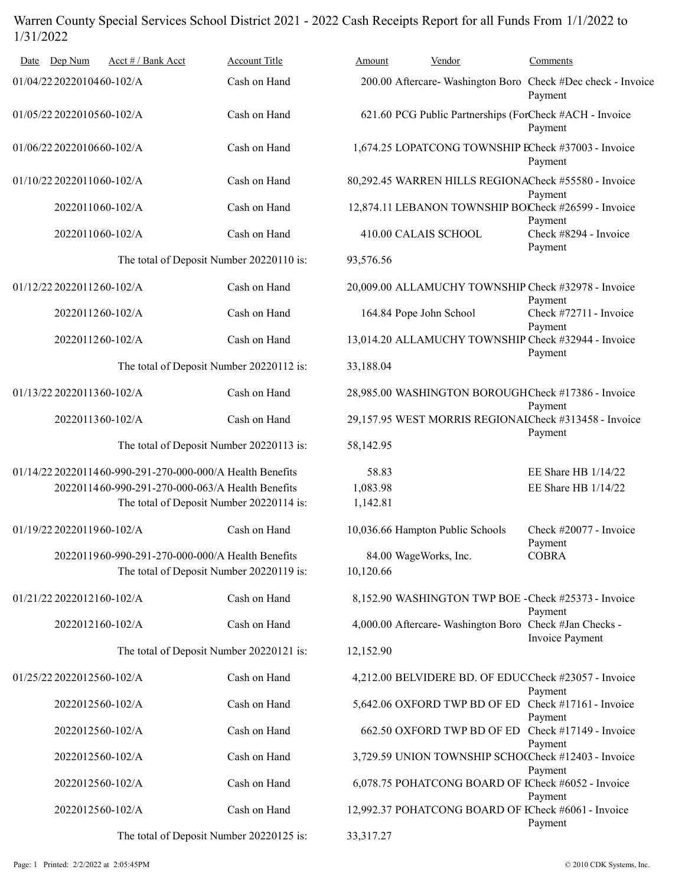Warren County Special Services School District 2021 - 2022 Cash Receipts Report for all Funds From 1/1/2022 to 1/31/2022

| Date | Dep Num | Acct # / Bank Acct | Account Title | Amount | Vendor | Comments |
|---|---|---|---|---|---|---|
| 01/04/22 | 20220104 | 60-102/A | Cash on Hand | 200.00 | Aftercare- Washington Boro | Check #Dec check - Invoice Payment |
| 01/05/22 | 20220105 | 60-102/A | Cash on Hand | 621.60 | PCG Public Partnerships (For | Check #ACH - Invoice Payment |
| 01/06/22 | 20220106 | 60-102/A | Cash on Hand | 1,674.25 | LOPATCONG TOWNSHIP E | Check #37003 - Invoice Payment |
| 01/10/22 | 20220110 | 60-102/A | Cash on Hand | 80,292.45 | WARREN HILLS REGIONA | Check #55580 - Invoice Payment |
| | 20220110 | 60-102/A | Cash on Hand | 12,874.11 | LEBANON TOWNSHIP BO | Check #26599 - Invoice Payment |
| | 20220110 | 60-102/A | Cash on Hand | 410.00 | CALAIS SCHOOL | Check #8294 - Invoice Payment |
| | | The total of Deposit Number 20220110 is: | | 93,576.56 | | |
| 01/12/22 | 20220112 | 60-102/A | Cash on Hand | 20,009.00 | ALLAMUCHY TOWNSHIP | Check #32978 - Invoice Payment |
| | 20220112 | 60-102/A | Cash on Hand | 164.84 | Pope John School | Check #72711 - Invoice Payment |
| | 20220112 | 60-102/A | Cash on Hand | 13,014.20 | ALLAMUCHY TOWNSHIP | Check #32944 - Invoice Payment |
| | | The total of Deposit Number 20220112 is: | | 33,188.04 | | |
| 01/13/22 | 20220113 | 60-102/A | Cash on Hand | 28,985.00 | WASHINGTON BOROUGH | Check #17386 - Invoice Payment |
| | 20220113 | 60-102/A | Cash on Hand | 29,157.95 | WEST MORRIS REGIONAL | Check #313458 - Invoice Payment |
| | | The total of Deposit Number 20220113 is: | | 58,142.95 | | |
| 01/14/22 | 20220114 | 60-990-291-270-000-000/A | Health Benefits | 58.83 | | EE Share HB 1/14/22 |
| | 20220114 | 60-990-291-270-000-063/A | Health Benefits | 1,083.98 | | EE Share HB 1/14/22 |
| | | The total of Deposit Number 20220114 is: | | 1,142.81 | | |
| 01/19/22 | 20220119 | 60-102/A | Cash on Hand | 10,036.66 | Hampton Public Schools | Check #20077 - Invoice Payment |
| | 20220119 | 60-990-291-270-000-000/A | Health Benefits | 84.00 | WageWorks, Inc. | COBRA |
| | | The total of Deposit Number 20220119 is: | | 10,120.66 | | |
| 01/21/22 | 20220121 | 60-102/A | Cash on Hand | 8,152.90 | WASHINGTON TWP BOE - | Check #25373 - Invoice Payment |
| | 20220121 | 60-102/A | Cash on Hand | 4,000.00 | Aftercare- Washington Boro | Check #Jan Checks - Invoice Payment |
| | | The total of Deposit Number 20220121 is: | | 12,152.90 | | |
| 01/25/22 | 20220125 | 60-102/A | Cash on Hand | 4,212.00 | BELVIDERE BD. OF EDUC | Check #23057 - Invoice Payment |
| | 20220125 | 60-102/A | Cash on Hand | 5,642.06 | OXFORD TWP BD OF ED | Check #17161 - Invoice Payment |
| | 20220125 | 60-102/A | Cash on Hand | 662.50 | OXFORD TWP BD OF ED | Check #17149 - Invoice Payment |
| | 20220125 | 60-102/A | Cash on Hand | 3,729.59 | UNION TOWNSHIP SCHO | Check #12403 - Invoice Payment |
| | 20220125 | 60-102/A | Cash on Hand | 6,078.75 | POHATCONG BOARD OF E | Check #6052 - Invoice Payment |
| | 20220125 | 60-102/A | Cash on Hand | 12,992.37 | POHATCONG BOARD OF E | Check #6061 - Invoice Payment |
| | | The total of Deposit Number 20220125 is: | | 33,317.27 | | |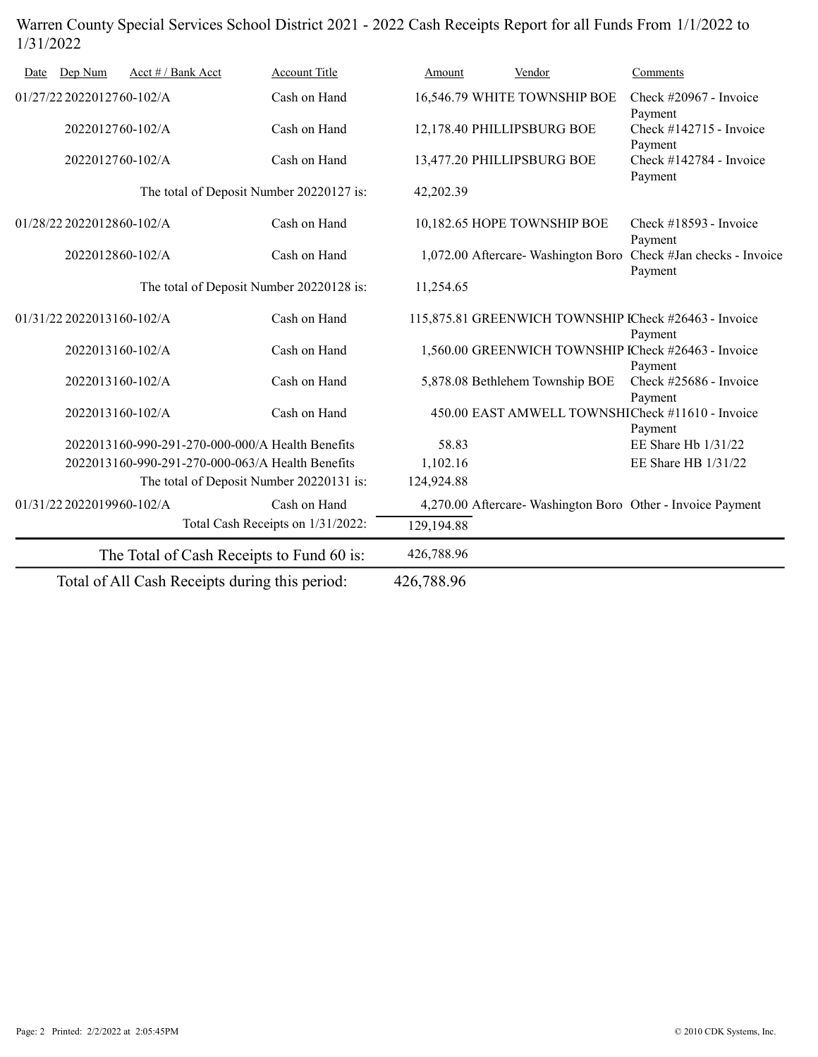Warren County Special Services School District 2021 - 2022 Cash Receipts Report for all Funds From 1/1/2022 to 1/31/2022

| Date | Dep Num | Acct # / Bank Acct | Account Title | Amount | Vendor | Comments |
|---|---|---|---|---|---|---|
| 01/27/22 | 20220127 | 60-102/A | Cash on Hand | 16,546.79 | WHITE TOWNSHIP BOE | Check #20967 - Invoice Payment |
| | 20220127 | 60-102/A | Cash on Hand | 12,178.40 | PHILLIPSBURG BOE | Check #142715 - Invoice Payment |
| | 20220127 | 60-102/A | Cash on Hand | 13,477.20 | PHILLIPSBURG BOE | Check #142784 - Invoice Payment |
| | | The total of Deposit Number 20220127 is: | | 42,202.39 | | |
| 01/28/22 | 20220128 | 60-102/A | Cash on Hand | 10,182.65 | HOPE TOWNSHIP BOE | Check #18593 - Invoice Payment |
| | 20220128 | 60-102/A | Cash on Hand | 1,072.00 | Aftercare- Washington Boro | Check #Jan checks - Invoice Payment |
| | | The total of Deposit Number 20220128 is: | | 11,254.65 | | |
| 01/31/22 | 20220131 | 60-102/A | Cash on Hand | 115,875.81 | GREENWICH TOWNSHIP I | Check #26463 - Invoice Payment |
| | 20220131 | 60-102/A | Cash on Hand | 1,560.00 | GREENWICH TOWNSHIP I | Check #26463 - Invoice Payment |
| | 20220131 | 60-102/A | Cash on Hand | 5,878.08 | Bethlehem Township BOE | Check #25686 - Invoice Payment |
| | 20220131 | 60-102/A | Cash on Hand | 450.00 | EAST AMWELL TOWNSHI | Check #11610 - Invoice Payment |
| | 20220131 | 60-990-291-270-000-000/A | Health Benefits | 58.83 | | EE Share Hb 1/31/22 |
| | 20220131 | 60-990-291-270-000-063/A | Health Benefits | 1,102.16 | | EE Share HB 1/31/22 |
| | | The total of Deposit Number 20220131 is: | | 124,924.88 | | |
| 01/31/22 | 20220199 | 60-102/A | Cash on Hand | 4,270.00 | Aftercare- Washington Boro | Other - Invoice Payment |
| | | Total Cash Receipts on 1/31/2022: | | 129,194.88 | | |
| | | The Total of Cash Receipts to Fund 60 is: | | 426,788.96 | | |
| | | Total of All Cash Receipts during this period: | | 426,788.96 | | |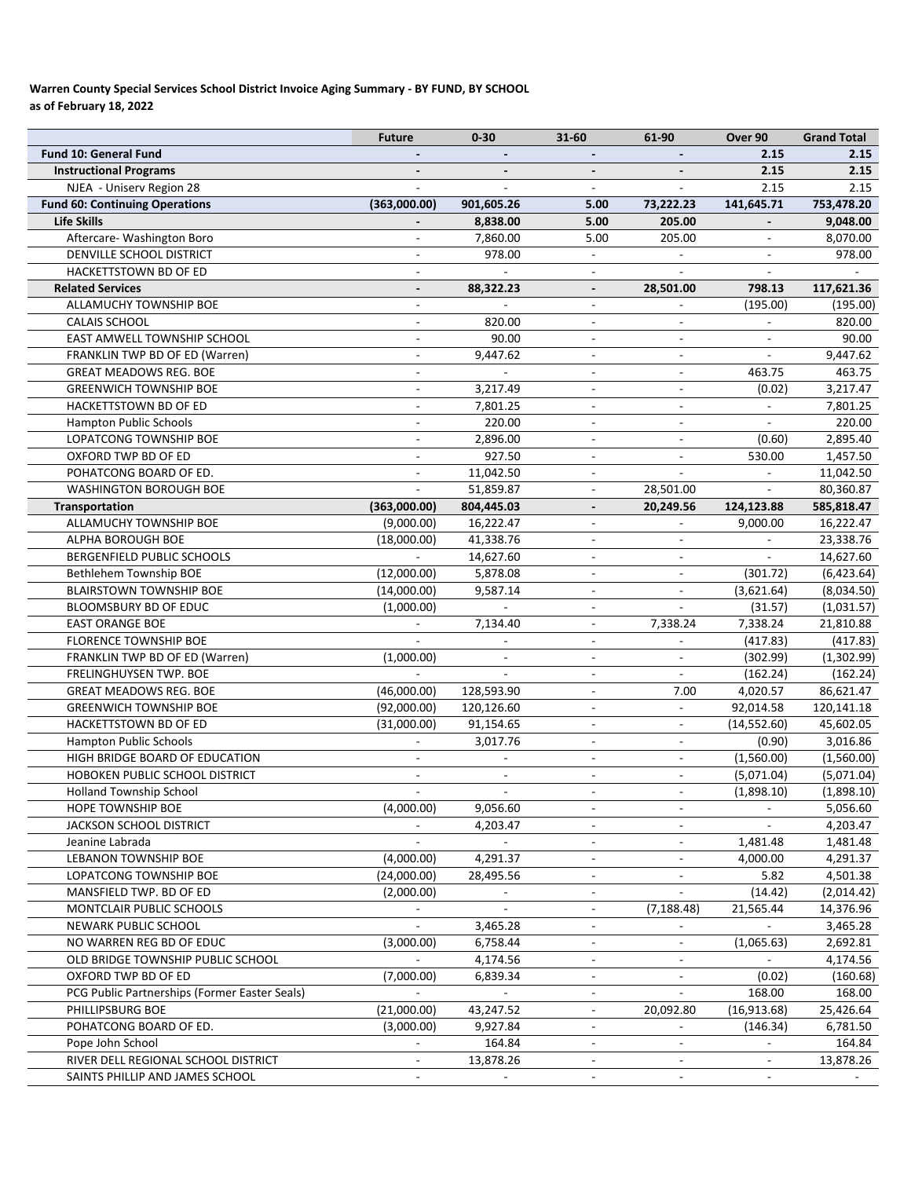**Warren County Special Services School District Invoice Aging Summary - BY FUND, BY SCHOOL**
**as of February 18, 2022**

| | Future | 0-30 | 31-60 | 61-90 | Over 90 | Grand Total |
|---|---|---|---|---|---|---|
| **Fund 10: General Fund** | - | - | - | - | 2.15 | 2.15 |
| **Instructional Programs** | - | - | - | - | 2.15 | 2.15 |
| NJEA - Uniserv Region 28 | - | - | - | - | 2.15 | 2.15 |
| **Fund 60: Continuing Operations** | (363,000.00) | 901,605.26 | 5.00 | 73,222.23 | 141,645.71 | 753,478.20 |
| **Life Skills** | - | 8,838.00 | 5.00 | 205.00 | - | 9,048.00 |
| Aftercare- Washington Boro | - | 7,860.00 | 5.00 | 205.00 | - | 8,070.00 |
| DENVILLE SCHOOL DISTRICT | - | 978.00 | - | - | - | 978.00 |
| HACKETTSTOWN BD OF ED | - | - | - | - | - | - |
| **Related Services** | - | 88,322.23 | - | 28,501.00 | 798.13 | 117,621.36 |
| ALLAMUCHY TOWNSHIP BOE | - | - | - | - | (195.00) | (195.00) |
| CALAIS SCHOOL | - | 820.00 | - | - | - | 820.00 |
| EAST AMWELL TOWNSHIP SCHOOL | - | 90.00 | - | - | - | 90.00 |
| FRANKLIN TWP BD OF ED (Warren) | - | 9,447.62 | - | - | - | 9,447.62 |
| GREAT MEADOWS REG. BOE | - | - | - | - | 463.75 | 463.75 |
| GREENWICH TOWNSHIP BOE | - | 3,217.49 | - | - | (0.02) | 3,217.47 |
| HACKETTSTOWN BD OF ED | - | 7,801.25 | - | - | - | 7,801.25 |
| Hampton Public Schools | - | 220.00 | - | - | - | 220.00 |
| LOPATCONG TOWNSHIP BOE | - | 2,896.00 | - | - | (0.60) | 2,895.40 |
| OXFORD TWP BD OF ED | - | 927.50 | - | - | 530.00 | 1,457.50 |
| POHATCONG BOARD OF ED. | - | 11,042.50 | - | - | - | 11,042.50 |
| WASHINGTON BOROUGH BOE | - | 51,859.87 | - | 28,501.00 | - | 80,360.87 |
| **Transportation** | (363,000.00) | 804,445.03 | - | 20,249.56 | 124,123.88 | 585,818.47 |
| ALLAMUCHY TOWNSHIP BOE | (9,000.00) | 16,222.47 | - | - | 9,000.00 | 16,222.47 |
| ALPHA BOROUGH BOE | (18,000.00) | 41,338.76 | - | - | - | 23,338.76 |
| BERGENFIELD PUBLIC SCHOOLS | - | 14,627.60 | - | - | - | 14,627.60 |
| Bethlehem Township BOE | (12,000.00) | 5,878.08 | - | - | (301.72) | (6,423.64) |
| BLAIRSTOWN TOWNSHIP BOE | (14,000.00) | 9,587.14 | - | - | (3,621.64) | (8,034.50) |
| BLOOMSBURY BD OF EDUC | (1,000.00) | - | - | - | (31.57) | (1,031.57) |
| EAST ORANGE BOE | - | 7,134.40 | - | 7,338.24 | 7,338.24 | 21,810.88 |
| FLORENCE TOWNSHIP BOE | - | - | - | - | (417.83) | (417.83) |
| FRANKLIN TWP BD OF ED (Warren) | (1,000.00) | - | - | - | (302.99) | (1,302.99) |
| FRELINGHUYSEN TWP. BOE | - | - | - | - | (162.24) | (162.24) |
| GREAT MEADOWS REG. BOE | (46,000.00) | 128,593.90 | - | 7.00 | 4,020.57 | 86,621.47 |
| GREENWICH TOWNSHIP BOE | (92,000.00) | 120,126.60 | - | - | 92,014.58 | 120,141.18 |
| HACKETTSTOWN BD OF ED | (31,000.00) | 91,154.65 | - | - | (14,552.60) | 45,602.05 |
| Hampton Public Schools | - | 3,017.76 | - | - | (0.90) | 3,016.86 |
| HIGH BRIDGE BOARD OF EDUCATION | - | - | - | - | (1,560.00) | (1,560.00) |
| HOBOKEN PUBLIC SCHOOL DISTRICT | - | - | - | - | (5,071.04) | (5,071.04) |
| Holland Township School | - | - | - | - | (1,898.10) | (1,898.10) |
| HOPE TOWNSHIP BOE | (4,000.00) | 9,056.60 | - | - | - | 5,056.60 |
| JACKSON SCHOOL DISTRICT | - | 4,203.47 | - | - | - | 4,203.47 |
| Jeanine Labrada | - | - | - | - | 1,481.48 | 1,481.48 |
| LEBANON TOWNSHIP BOE | (4,000.00) | 4,291.37 | - | - | 4,000.00 | 4,291.37 |
| LOPATCONG TOWNSHIP BOE | (24,000.00) | 28,495.56 | - | - | 5.82 | 4,501.38 |
| MANSFIELD TWP. BD OF ED | (2,000.00) | - | - | - | (14.42) | (2,014.42) |
| MONTCLAIR PUBLIC SCHOOLS | - | - | - | (7,188.48) | 21,565.44 | 14,376.96 |
| NEWARK PUBLIC SCHOOL | - | 3,465.28 | - | - | - | 3,465.28 |
| NO WARREN REG BD OF EDUC | (3,000.00) | 6,758.44 | - | - | (1,065.63) | 2,692.81 |
| OLD BRIDGE TOWNSHIP PUBLIC SCHOOL | - | 4,174.56 | - | - | - | 4,174.56 |
| OXFORD TWP BD OF ED | (7,000.00) | 6,839.34 | - | - | (0.02) | (160.68) |
| PCG Public Partnerships (Former Easter Seals) | - | - | - | - | 168.00 | 168.00 |
| PHILLIPSBURG BOE | (21,000.00) | 43,247.52 | - | 20,092.80 | (16,913.68) | 25,426.64 |
| POHATCONG BOARD OF ED. | (3,000.00) | 9,927.84 | - | - | (146.34) | 6,781.50 |
| Pope John School | - | 164.84 | - | - | - | 164.84 |
| RIVER DELL REGIONAL SCHOOL DISTRICT | - | 13,878.26 | - | - | - | 13,878.26 |
| SAINTS PHILLIP AND JAMES SCHOOL | - | - | - | - | - | - |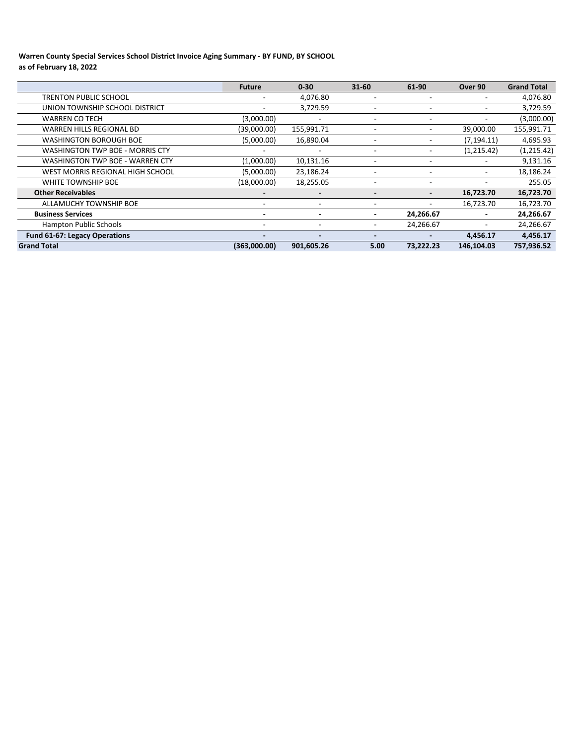**Warren County Special Services School District Invoice Aging Summary - BY FUND, BY SCHOOL**
**as of February 18, 2022**

| | Future | 0-30 | 31-60 | 61-90 | Over 90 | Grand Total |
|---|---|---|---|---|---|---|
| TRENTON PUBLIC SCHOOL | - | 4,076.80 | - | - | - | 4,076.80 |
| UNION TOWNSHIP SCHOOL DISTRICT | - | 3,729.59 | - | - | - | 3,729.59 |
| WARREN CO TECH | (3,000.00) | - | - | - | - | (3,000.00) |
| WARREN HILLS REGIONAL BD | (39,000.00) | 155,991.71 | - | - | 39,000.00 | 155,991.71 |
| WASHINGTON BOROUGH BOE | (5,000.00) | 16,890.04 | - | - | (7,194.11) | 4,695.93 |
| WASHINGTON TWP BOE - MORRIS CTY | - | - | - | - | (1,215.42) | (1,215.42) |
| WASHINGTON TWP BOE - WARREN CTY | (1,000.00) | 10,131.16 | - | - | - | 9,131.16 |
| WEST MORRIS REGIONAL HIGH SCHOOL | (5,000.00) | 23,186.24 | - | - | - | 18,186.24 |
| WHITE TOWNSHIP BOE | (18,000.00) | 18,255.05 | - | - | - | 255.05 |
| **Other Receivables** | **-** | **-** | **-** | **-** | **16,723.70** | **16,723.70** |
| ALLAMUCHY TOWNSHIP BOE | - | - | - | - | 16,723.70 | 16,723.70 |
| **Business Services** | **-** | **-** | **-** | **24,266.67** | **-** | **24,266.67** |
| Hampton Public Schools | - | - | - | 24,266.67 | - | 24,266.67 |
| **Fund 61-67: Legacy Operations** | **-** | **-** | **-** | **-** | **4,456.17** | **4,456.17** |
| **Grand Total** | **(363,000.00)** | **901,605.26** | **5.00** | **73,222.23** | **146,104.03** | **757,936.52** |